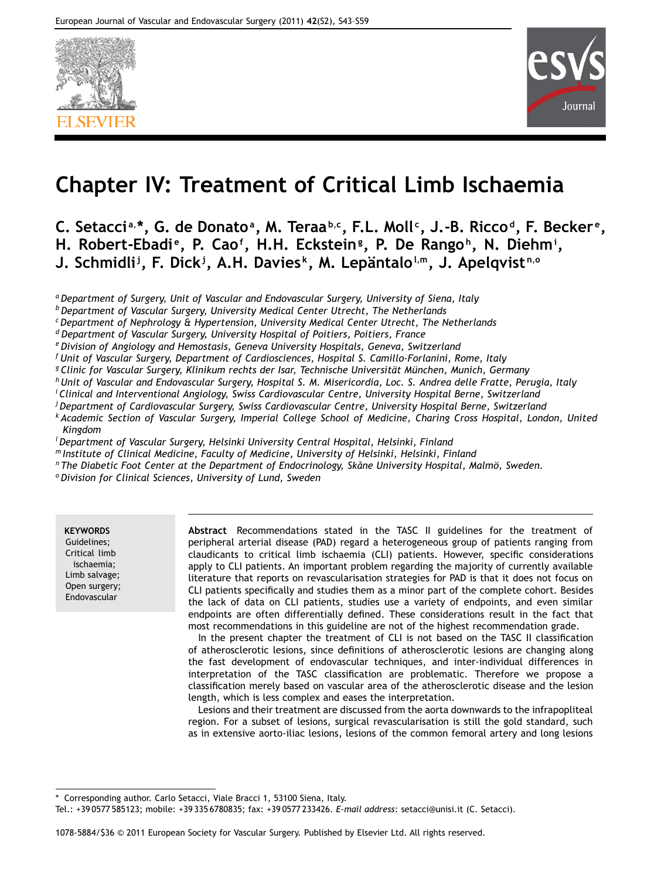# Chapter IV: Treatment of Critical Limb Ischaemia

**C. Setacci[a,*], G. de Donato[a], M. Teraa[b,c], F.L. Moll[c], J.-B. Ricco[d], F. Becker[e], H. Robert-Ebadi[e], P. Cao[f], H.H. Eckstein[g], P. De Rango[h], N. Diehm[i], J. Schmidli[j], F. Dick[j], A.H. Davies[k], M. Lepäntalo[l,m], J. Apelqvist[n,o]**

[a] *Department of Surgery, Unit of Vascular and Endovascular Surgery, University of Siena, Italy*
[b] *Department of Vascular Surgery, University Medical Center Utrecht, The Netherlands*
[c] *Department of Nephrology & Hypertension, University Medical Center Utrecht, The Netherlands*
[d] *Department of Vascular Surgery, University Hospital of Poitiers, Poitiers, France*
[e] *Division of Angiology and Hemostasis, Geneva University Hospitals, Geneva, Switzerland*
[f] *Unit of Vascular Surgery, Department of Cardiosciences, Hospital S. Camillo-Forlanini, Rome, Italy*
[g] *Clinic for Vascular Surgery, Klinikum rechts der Isar, Technische Universität München, Munich, Germany*
[h] *Unit of Vascular and Endovascular Surgery, Hospital S. M. Misericordia, Loc. S. Andrea delle Fratte, Perugia, Italy*
[i] *Clinical and Interventional Angiology, Swiss Cardiovascular Centre, University Hospital Berne, Switzerland*
[j] *Department of Cardiovascular Surgery, Swiss Cardiovascular Centre, University Hospital Berne, Switzerland*
[k] *Academic Section of Vascular Surgery, Imperial College School of Medicine, Charing Cross Hospital, London, United Kingdom*
[l] *Department of Vascular Surgery, Helsinki University Central Hospital, Helsinki, Finland*
[m] *Institute of Clinical Medicine, Faculty of Medicine, University of Helsinki, Helsinki, Finland*
[n] *The Diabetic Foot Center at the Department of Endocrinology, Skåne University Hospital, Malmö, Sweden.*
[o] *Division for Clinical Sciences, University of Lund, Sweden*

**KEYWORDS**
Guidelines;
Critical limb ischaemia;
Limb salvage;
Open surgery;
Endovascular

**Abstract** Recommendations stated in the TASC II guidelines for the treatment of peripheral arterial disease (PAD) regard a heterogeneous group of patients ranging from claudicants to critical limb ischaemia (CLI) patients. However, specific considerations apply to CLI patients. An important problem regarding the majority of currently available literature that reports on revascularisation strategies for PAD is that it does not focus on CLI patients specifically and studies them as a minor part of the complete cohort. Besides the lack of data on CLI patients, studies use a variety of endpoints, and even similar endpoints are often differentially defined. These considerations result in the fact that most recommendations in this guideline are not of the highest recommendation grade.

In the present chapter the treatment of CLI is not based on the TASC II classification of atherosclerotic lesions, since definitions of atherosclerotic lesions are changing along the fast development of endovascular techniques, and inter-individual differences in interpretation of the TASC classification are problematic. Therefore we propose a classification merely based on vascular area of the atherosclerotic disease and the lesion length, which is less complex and eases the interpretation.

Lesions and their treatment are discussed from the aorta downwards to the infrapopliteal region. For a subset of lesions, surgical revascularisation is still the gold standard, such as in extensive aorto-iliac lesions, lesions of the common femoral artery and long lesions

\* Corresponding author. Carlo Setacci, Viale Bracci 1, 53100 Siena, Italy.
Tel.: +39 0577 585123; mobile: +39 335 6780835; fax: +39 0577 233426. *E-mail address*: setacci@unisi.it (C. Setacci).

1078-5884/$36 © 2011 European Society for Vascular Surgery. Published by Elsevier Ltd. All rights reserved.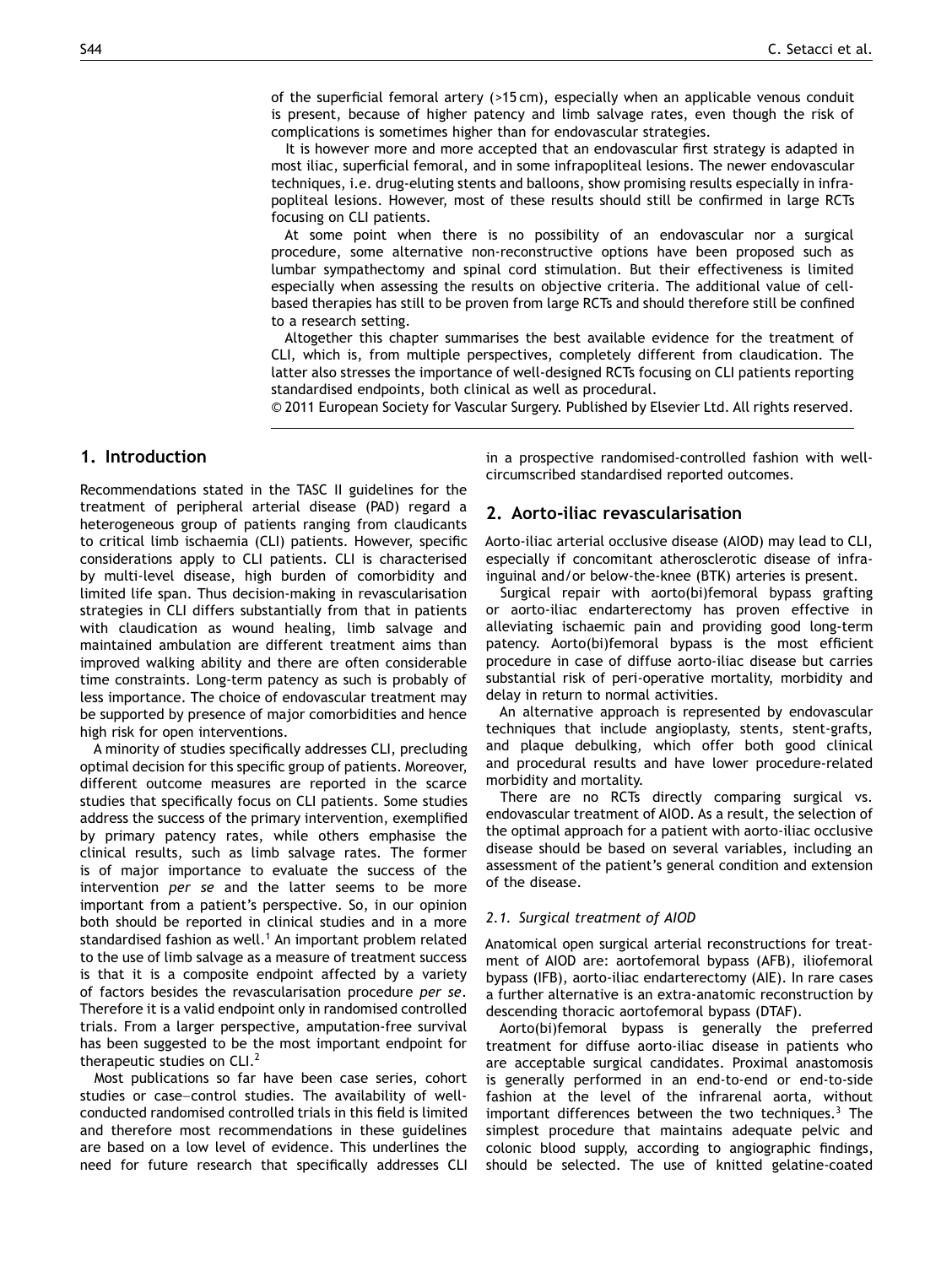of the superficial femoral artery (>15 cm), especially when an applicable venous conduit is present, because of higher patency and limb salvage rates, even though the risk of complications is sometimes higher than for endovascular strategies.

It is however more and more accepted that an endovascular first strategy is adapted in most iliac, superficial femoral, and in some infrapopliteal lesions. The newer endovascular techniques, i.e. drug-eluting stents and balloons, show promising results especially in infrapopliteal lesions. However, most of these results should still be confirmed in large RCTs focusing on CLI patients.

At some point when there is no possibility of an endovascular nor a surgical procedure, some alternative non-reconstructive options have been proposed such as lumbar sympathectomy and spinal cord stimulation. But their effectiveness is limited especially when assessing the results on objective criteria. The additional value of cell-based therapies has still to be proven from large RCTs and should therefore still be confined to a research setting.

Altogether this chapter summarises the best available evidence for the treatment of CLI, which is, from multiple perspectives, completely different from claudication. The latter also stresses the importance of well-designed RCTs focusing on CLI patients reporting standardised endpoints, both clinical as well as procedural.

© 2011 European Society for Vascular Surgery. Published by Elsevier Ltd. All rights reserved.

## 1. Introduction

Recommendations stated in the TASC II guidelines for the treatment of peripheral arterial disease (PAD) regard a heterogeneous group of patients ranging from claudicants to critical limb ischaemia (CLI) patients. However, specific considerations apply to CLI patients. CLI is characterised by multi-level disease, high burden of comorbidity and limited life span. Thus decision-making in revascularisation strategies in CLI differs substantially from that in patients with claudication as wound healing, limb salvage and maintained ambulation are different treatment aims than improved walking ability and there are often considerable time constraints. Long-term patency as such is probably of less importance. The choice of endovascular treatment may be supported by presence of major comorbidities and hence high risk for open interventions.

A minority of studies specifically addresses CLI, precluding optimal decision for this specific group of patients. Moreover, different outcome measures are reported in the scarce studies that specifically focus on CLI patients. Some studies address the success of the primary intervention, exemplified by primary patency rates, while others emphasise the clinical results, such as limb salvage rates. The former is of major importance to evaluate the success of the intervention *per se* and the latter seems to be more important from a patient's perspective. So, in our opinion both should be reported in clinical studies and in a more standardised fashion as well.[1] An important problem related to the use of limb salvage as a measure of treatment success is that it is a composite endpoint affected by a variety of factors besides the revascularisation procedure *per se*. Therefore it is a valid endpoint only in randomised controlled trials. From a larger perspective, amputation-free survival has been suggested to be the most important endpoint for therapeutic studies on CLI.[2]

Most publications so far have been case series, cohort studies or case–control studies. The availability of well-conducted randomised controlled trials in this field is limited and therefore most recommendations in these guidelines are based on a low level of evidence. This underlines the need for future research that specifically addresses CLI in a prospective randomised-controlled fashion with well-circumscribed standardised reported outcomes.

## 2. Aorto-iliac revascularisation

Aorto-iliac arterial occlusive disease (AIOD) may lead to CLI, especially if concomitant atherosclerotic disease of infra-inguinal and/or below-the-knee (BTK) arteries is present.

Surgical repair with aorto(bi)femoral bypass grafting or aorto-iliac endarterectomy has proven effective in alleviating ischaemic pain and providing good long-term patency. Aorto(bi)femoral bypass is the most efficient procedure in case of diffuse aorto-iliac disease but carries substantial risk of peri-operative mortality, morbidity and delay in return to normal activities.

An alternative approach is represented by endovascular techniques that include angioplasty, stents, stent-grafts, and plaque debulking, which offer both good clinical and procedural results and have lower procedure-related morbidity and mortality.

There are no RCTs directly comparing surgical vs. endovascular treatment of AIOD. As a result, the selection of the optimal approach for a patient with aorto-iliac occlusive disease should be based on several variables, including an assessment of the patient's general condition and extension of the disease.

### *2.1. Surgical treatment of AIOD*

Anatomical open surgical arterial reconstructions for treatment of AIOD are: aortofemoral bypass (AFB), iliofemoral bypass (IFB), aorto-iliac endarterectomy (AIE). In rare cases a further alternative is an extra-anatomic reconstruction by descending thoracic aortofemoral bypass (DTAF).

Aorto(bi)femoral bypass is generally the preferred treatment for diffuse aorto-iliac disease in patients who are acceptable surgical candidates. Proximal anastomosis is generally performed in an end-to-end or end-to-side fashion at the level of the infrarenal aorta, without important differences between the two techniques.[3] The simplest procedure that maintains adequate pelvic and colonic blood supply, according to angiographic findings, should be selected. The use of knitted gelatine-coated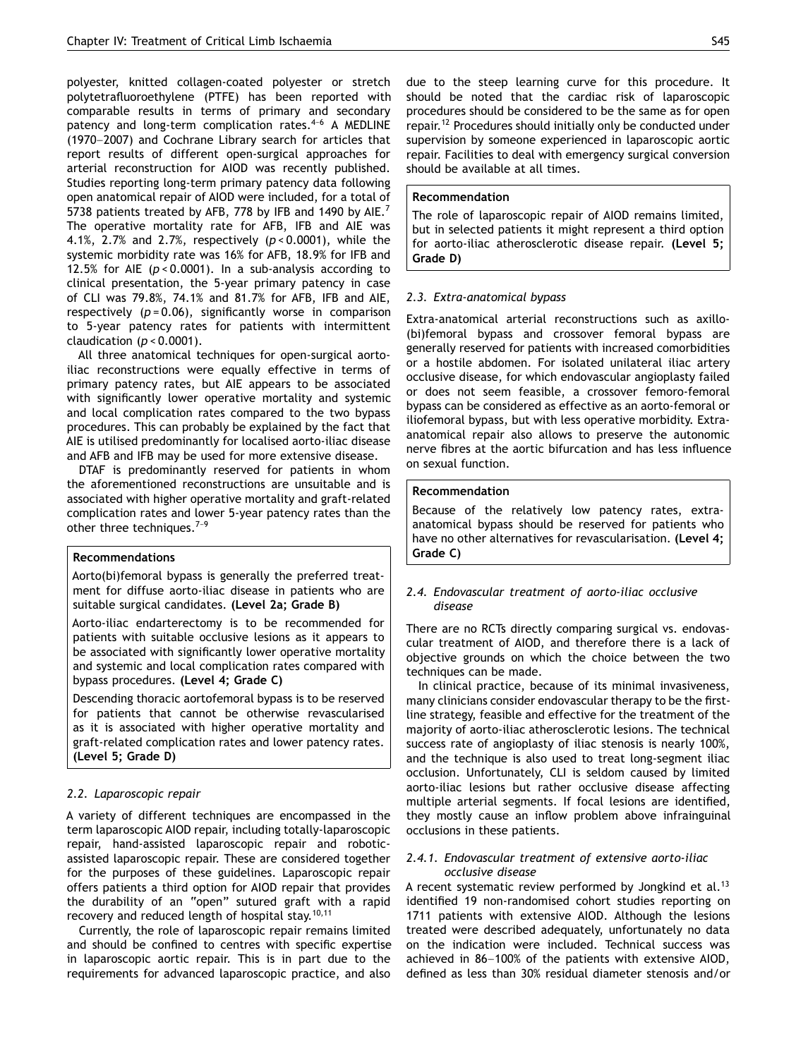polyester, knitted collagen-coated polyester or stretch polytetrafluoroethylene (PTFE) has been reported with comparable results in terms of primary and secondary patency and long-term complication rates.[4–6] A MEDLINE (1970–2007) and Cochrane Library search for articles that report results of different open-surgical approaches for arterial reconstruction for AIOD was recently published. Studies reporting long-term primary patency data following open anatomical repair of AIOD were included, for a total of 5738 patients treated by AFB, 778 by IFB and 1490 by AIE.[7] The operative mortality rate for AFB, IFB and AIE was 4.1%, 2.7% and 2.7%, respectively ($p < 0.0001$), while the systemic morbidity rate was 16% for AFB, 18.9% for IFB and 12.5% for AIE ($p < 0.0001$). In a sub-analysis according to clinical presentation, the 5-year primary patency in case of CLI was 79.8%, 74.1% and 81.7% for AFB, IFB and AIE, respectively ($p = 0.06$), significantly worse in comparison to 5-year patency rates for patients with intermittent claudication ($p < 0.0001$).

All three anatomical techniques for open-surgical aorto-iliac reconstructions were equally effective in terms of primary patency rates, but AIE appears to be associated with significantly lower operative mortality and systemic and local complication rates compared to the two bypass procedures. This can probably be explained by the fact that AIE is utilised predominantly for localised aorto-iliac disease and AFB and IFB may be used for more extensive disease.

DTAF is predominantly reserved for patients in whom the aforementioned reconstructions are unsuitable and is associated with higher operative mortality and graft-related complication rates and lower 5-year patency rates than the other three techniques.[7–9]

**Recommendations**

Aorto(bi)femoral bypass is generally the preferred treatment for diffuse aorto-iliac disease in patients who are suitable surgical candidates. **(Level 2a; Grade B)**

Aorto-iliac endarterectomy is to be recommended for patients with suitable occlusive lesions as it appears to be associated with significantly lower operative mortality and systemic and local complication rates compared with bypass procedures. **(Level 4; Grade C)**

Descending thoracic aortofemoral bypass is to be reserved for patients that cannot be otherwise revascularised as it is associated with higher operative mortality and graft-related complication rates and lower patency rates. **(Level 5; Grade D)**

### *2.2. Laparoscopic repair*

A variety of different techniques are encompassed in the term laparoscopic AIOD repair, including totally-laparoscopic repair, hand-assisted laparoscopic repair and robotic-assisted laparoscopic repair. These are considered together for the purposes of these guidelines. Laparoscopic repair offers patients a third option for AIOD repair that provides the durability of an "open" sutured graft with a rapid recovery and reduced length of hospital stay.[10,11]

Currently, the role of laparoscopic repair remains limited and should be confined to centres with specific expertise in laparoscopic aortic repair. This is in part due to the requirements for advanced laparoscopic practice, and also due to the steep learning curve for this procedure. It should be noted that the cardiac risk of laparoscopic procedures should be considered to be the same as for open repair.[12] Procedures should initially only be conducted under supervision by someone experienced in laparoscopic aortic repair. Facilities to deal with emergency surgical conversion should be available at all times.

**Recommendation**

The role of laparoscopic repair of AIOD remains limited, but in selected patients it might represent a third option for aorto-iliac atherosclerotic disease repair. **(Level 5; Grade D)**

### *2.3. Extra-anatomical bypass*

Extra-anatomical arterial reconstructions such as axillo-(bi)femoral bypass and crossover femoral bypass are generally reserved for patients with increased comorbidities or a hostile abdomen. For isolated unilateral iliac artery occlusive disease, for which endovascular angioplasty failed or does not seem feasible, a crossover femoro-femoral bypass can be considered as effective as an aorto-femoral or iliofemoral bypass, but with less operative morbidity. Extra-anatomical repair also allows to preserve the autonomic nerve fibres at the aortic bifurcation and has less influence on sexual function.

**Recommendation**

Because of the relatively low patency rates, extra-anatomical bypass should be reserved for patients who have no other alternatives for revascularisation. **(Level 4; Grade C)**

### *2.4. Endovascular treatment of aorto-iliac occlusive disease*

There are no RCTs directly comparing surgical vs. endovascular treatment of AIOD, and therefore there is a lack of objective grounds on which the choice between the two techniques can be made.

In clinical practice, because of its minimal invasiveness, many clinicians consider endovascular therapy to be the first-line strategy, feasible and effective for the treatment of the majority of aorto-iliac atherosclerotic lesions. The technical success rate of angioplasty of iliac stenosis is nearly 100%, and the technique is also used to treat long-segment iliac occlusion. Unfortunately, CLI is seldom caused by limited aorto-iliac lesions but rather occlusive disease affecting multiple arterial segments. If focal lesions are identified, they mostly cause an inflow problem above infrainguinal occlusions in these patients.

#### *2.4.1. Endovascular treatment of extensive aorto-iliac occlusive disease*

A recent systematic review performed by Jongkind et al.[13] identified 19 non-randomised cohort studies reporting on 1711 patients with extensive AIOD. Although the lesions treated were described adequately, unfortunately no data on the indication were included. Technical success was achieved in 86–100% of the patients with extensive AIOD, defined as less than 30% residual diameter stenosis and/or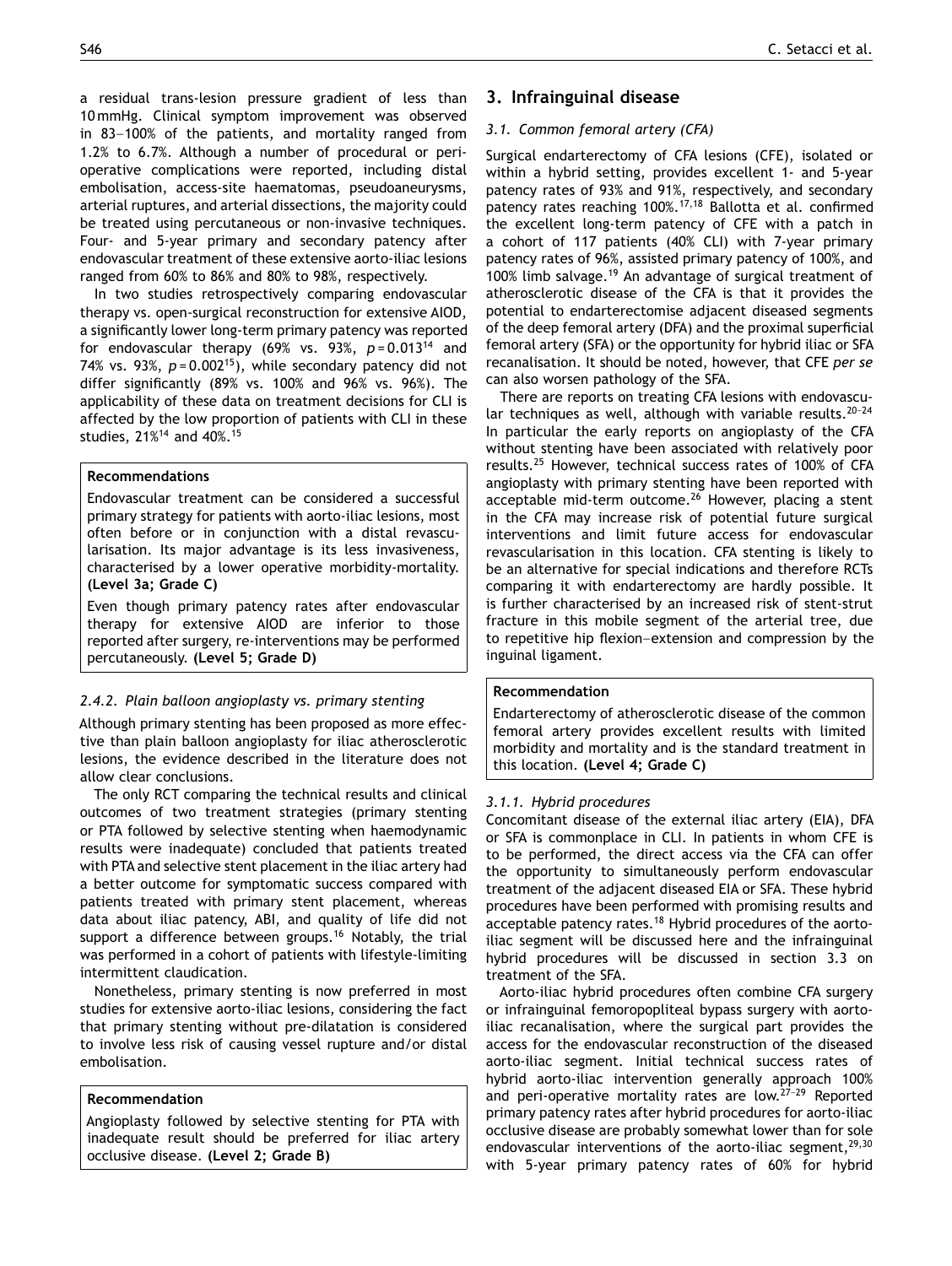a residual trans-lesion pressure gradient of less than 10 mmHg. Clinical symptom improvement was observed in 83–100% of the patients, and mortality ranged from 1.2% to 6.7%. Although a number of procedural or peri-operative complications were reported, including distal embolisation, access-site haematomas, pseudoaneurysms, arterial ruptures, and arterial dissections, the majority could be treated using percutaneous or non-invasive techniques. Four- and 5-year primary and secondary patency after endovascular treatment of these extensive aorto-iliac lesions ranged from 60% to 86% and 80% to 98%, respectively.

In two studies retrospectively comparing endovascular therapy vs. open-surgical reconstruction for extensive AIOD, a significantly lower long-term primary patency was reported for endovascular therapy (69% vs. 93%, $p = 0.013$[14] and 74% vs. 93%, $p = 0.002$[15]), while secondary patency did not differ significantly (89% vs. 100% and 96% vs. 96%). The applicability of these data on treatment decisions for CLI is affected by the low proportion of patients with CLI in these studies, 21%[14] and 40%.[15]

> **Recommendations**
>
> Endovascular treatment can be considered a successful primary strategy for patients with aorto-iliac lesions, most often before or in conjunction with a distal revascularisation. Its major advantage is its less invasiveness, characterised by a lower operative morbidity-mortality. **(Level 3a; Grade C)**
>
> Even though primary patency rates after endovascular therapy for extensive AIOD are inferior to those reported after surgery, re-interventions may be performed percutaneously. **(Level 5; Grade D)**

#### *2.4.2. Plain balloon angioplasty vs. primary stenting*

Although primary stenting has been proposed as more effective than plain balloon angioplasty for iliac atherosclerotic lesions, the evidence described in the literature does not allow clear conclusions.

The only RCT comparing the technical results and clinical outcomes of two treatment strategies (primary stenting or PTA followed by selective stenting when haemodynamic results were inadequate) concluded that patients treated with PTA and selective stent placement in the iliac artery had a better outcome for symptomatic success compared with patients treated with primary stent placement, whereas data about iliac patency, ABI, and quality of life did not support a difference between groups.[16] Notably, the trial was performed in a cohort of patients with lifestyle-limiting intermittent claudication.

Nonetheless, primary stenting is now preferred in most studies for extensive aorto-iliac lesions, considering the fact that primary stenting without pre-dilatation is considered to involve less risk of causing vessel rupture and/or distal embolisation.

> **Recommendation**
>
> Angioplasty followed by selective stenting for PTA with inadequate result should be preferred for iliac artery occlusive disease. **(Level 2; Grade B)**

## 3. Infrainguinal disease

### *3.1. Common femoral artery (CFA)*

Surgical endarterectomy of CFA lesions (CFE), isolated or within a hybrid setting, provides excellent 1- and 5-year patency rates of 93% and 91%, respectively, and secondary patency rates reaching 100%.[17,18] Ballotta et al. confirmed the excellent long-term patency of CFE with a patch in a cohort of 117 patients (40% CLI) with 7-year primary patency rates of 96%, assisted primary patency of 100%, and 100% limb salvage.[19] An advantage of surgical treatment of atherosclerotic disease of the CFA is that it provides the potential to endarterectomise adjacent diseased segments of the deep femoral artery (DFA) and the proximal superficial femoral artery (SFA) or the opportunity for hybrid iliac or SFA recanalisation. It should be noted, however, that CFE *per se* can also worsen pathology of the SFA.

There are reports on treating CFA lesions with endovascular techniques as well, although with variable results.[20–24] In particular the early reports on angioplasty of the CFA without stenting have been associated with relatively poor results.[25] However, technical success rates of 100% of CFA angioplasty with primary stenting have been reported with acceptable mid-term outcome.[26] However, placing a stent in the CFA may increase risk of potential future surgical interventions and limit future access for endovascular revascularisation in this location. CFA stenting is likely to be an alternative for special indications and therefore RCTs comparing it with endarterectomy are hardly possible. It is further characterised by an increased risk of stent-strut fracture in this mobile segment of the arterial tree, due to repetitive hip flexion–extension and compression by the inguinal ligament.

> **Recommendation**
>
> Endarterectomy of atherosclerotic disease of the common femoral artery provides excellent results with limited morbidity and mortality and is the standard treatment in this location. **(Level 4; Grade C)**

#### *3.1.1. Hybrid procedures*

Concomitant disease of the external iliac artery (EIA), DFA or SFA is commonplace in CLI. In patients in whom CFE is to be performed, the direct access via the CFA can offer the opportunity to simultaneously perform endovascular treatment of the adjacent diseased EIA or SFA. These hybrid procedures have been performed with promising results and acceptable patency rates.[18] Hybrid procedures of the aorto-iliac segment will be discussed here and the infrainguinal hybrid procedures will be discussed in section 3.3 on treatment of the SFA.

Aorto-iliac hybrid procedures often combine CFA surgery or infrainguinal femoropopliteal bypass surgery with aorto-iliac recanalisation, where the surgical part provides the access for the endovascular reconstruction of the diseased aorto-iliac segment. Initial technical success rates of hybrid aorto-iliac intervention generally approach 100% and peri-operative mortality rates are low.[27–29] Reported primary patency rates after hybrid procedures for aorto-iliac occlusive disease are probably somewhat lower than for sole endovascular interventions of the aorto-iliac segment,[29,30] with 5-year primary patency rates of 60% for hybrid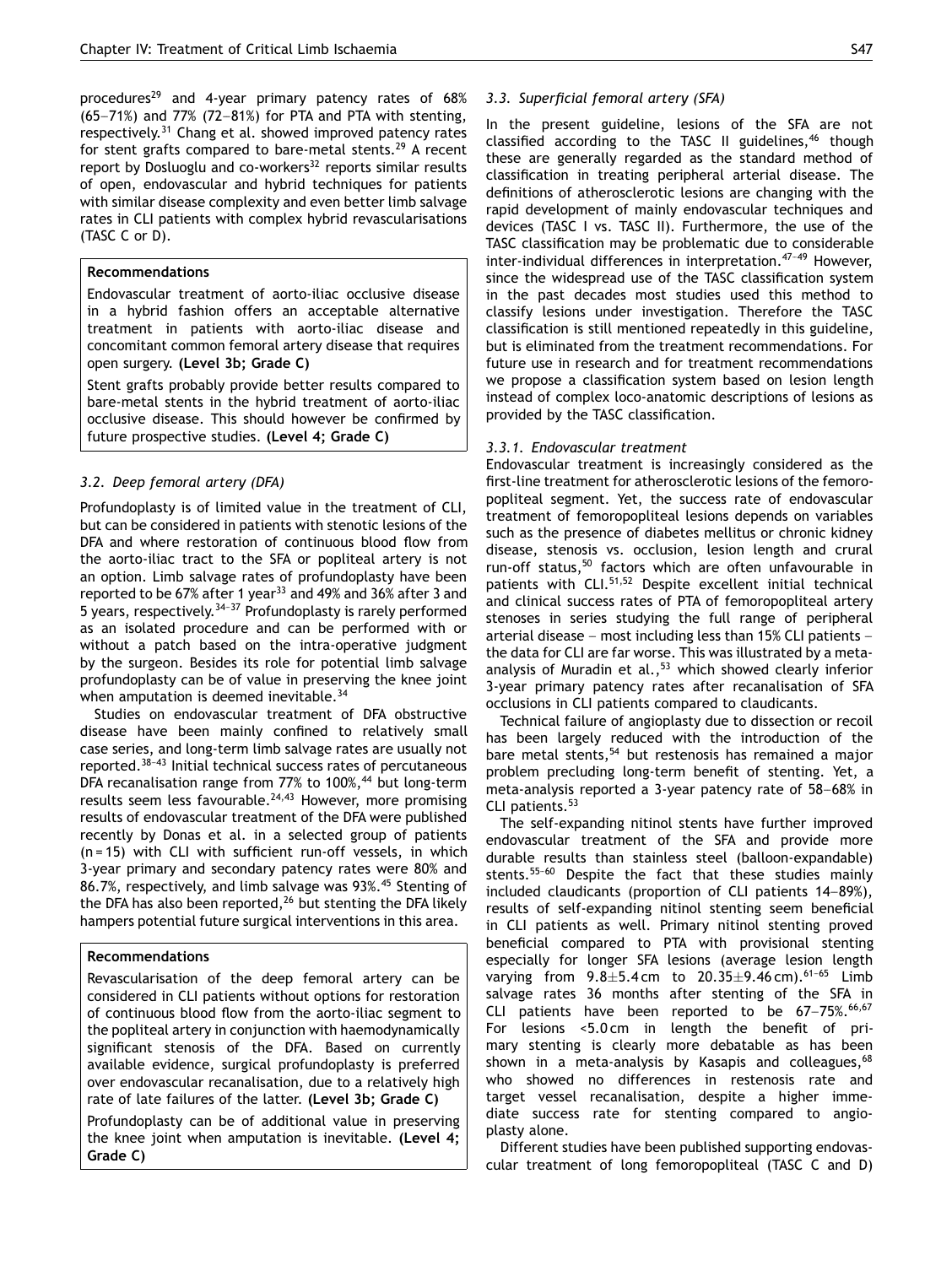procedures[29] and 4-year primary patency rates of 68% (65–71%) and 77% (72–81%) for PTA and PTA with stenting, respectively.[31] Chang et al. showed improved patency rates for stent grafts compared to bare-metal stents.[29] A recent report by Dosluoglu and co-workers[32] reports similar results of open, endovascular and hybrid techniques for patients with similar disease complexity and even better limb salvage rates in CLI patients with complex hybrid revascularisations (TASC C or D).

> **Recommendations**
>
> Endovascular treatment of aorto-iliac occlusive disease in a hybrid fashion offers an acceptable alternative treatment in patients with aorto-iliac disease and concomitant common femoral artery disease that requires open surgery. **(Level 3b; Grade C)**
>
> Stent grafts probably provide better results compared to bare-metal stents in the hybrid treatment of aorto-iliac occlusive disease. This should however be confirmed by future prospective studies. **(Level 4; Grade C)**

### 3.2. Deep femoral artery (DFA)

Profundoplasty is of limited value in the treatment of CLI, but can be considered in patients with stenotic lesions of the DFA and where restoration of continuous blood flow from the aorto-iliac tract to the SFA or popliteal artery is not an option. Limb salvage rates of profundoplasty have been reported to be 67% after 1 year[33] and 49% and 36% after 3 and 5 years, respectively.[34–37] Profundoplasty is rarely performed as an isolated procedure and can be performed with or without a patch based on the intra-operative judgment by the surgeon. Besides its role for potential limb salvage profundoplasty can be of value in preserving the knee joint when amputation is deemed inevitable.[34]

Studies on endovascular treatment of DFA obstructive disease have been mainly confined to relatively small case series, and long-term limb salvage rates are usually not reported.[38–43] Initial technical success rates of percutaneous DFA recanalisation range from 77% to 100%,[44] but long-term results seem less favourable.[24,43] However, more promising results of endovascular treatment of the DFA were published recently by Donas et al. in a selected group of patients (n = 15) with CLI with sufficient run-off vessels, in which 3-year primary and secondary patency rates were 80% and 86.7%, respectively, and limb salvage was 93%.[45] Stenting of the DFA has also been reported,[26] but stenting the DFA likely hampers potential future surgical interventions in this area.

> **Recommendations**
>
> Revascularisation of the deep femoral artery can be considered in CLI patients without options for restoration of continuous blood flow from the aorto-iliac segment to the popliteal artery in conjunction with haemodynamically significant stenosis of the DFA. Based on currently available evidence, surgical profundoplasty is preferred over endovascular recanalisation, due to a relatively high rate of late failures of the latter. **(Level 3b; Grade C)**
>
> Profundoplasty can be of additional value in preserving the knee joint when amputation is inevitable. **(Level 4; Grade C)**

### 3.3. Superficial femoral artery (SFA)

In the present guideline, lesions of the SFA are not classified according to the TASC II guidelines,[46] though these are generally regarded as the standard method of classification in treating peripheral arterial disease. The definitions of atherosclerotic lesions are changing with the rapid development of mainly endovascular techniques and devices (TASC I vs. TASC II). Furthermore, the use of the TASC classification may be problematic due to considerable inter-individual differences in interpretation.[47–49] However, since the widespread use of the TASC classification system in the past decades most studies used this method to classify lesions under investigation. Therefore the TASC classification is still mentioned repeatedly in this guideline, but is eliminated from the treatment recommendations. For future use in research and for treatment recommendations we propose a classification system based on lesion length instead of complex loco-anatomic descriptions of lesions as provided by the TASC classification.

#### 3.3.1. Endovascular treatment

Endovascular treatment is increasingly considered as the first-line treatment for atherosclerotic lesions of the femoro-popliteal segment. Yet, the success rate of endovascular treatment of femoropopliteal lesions depends on variables such as the presence of diabetes mellitus or chronic kidney disease, stenosis vs. occlusion, lesion length and crural run-off status,[50] factors which are often unfavourable in patients with CLI.[51,52] Despite excellent initial technical and clinical success rates of PTA of femoropopliteal artery stenoses in series studying the full range of peripheral arterial disease – most including less than 15% CLI patients – the data for CLI are far worse. This was illustrated by a meta-analysis of Muradin et al.,[53] which showed clearly inferior 3-year primary patency rates after recanalisation of SFA occlusions in CLI patients compared to claudicants.

Technical failure of angioplasty due to dissection or recoil has been largely reduced with the introduction of the bare metal stents,[54] but restenosis has remained a major problem precluding long-term benefit of stenting. Yet, a meta-analysis reported a 3-year patency rate of 58–68% in CLI patients.[53]

The self-expanding nitinol stents have further improved endovascular treatment of the SFA and provide more durable results than stainless steel (balloon-expandable) stents.[55–60] Despite the fact that these studies mainly included claudicants (proportion of CLI patients 14–89%), results of self-expanding nitinol stenting seem beneficial in CLI patients as well. Primary nitinol stenting proved beneficial compared to PTA with provisional stenting especially for longer SFA lesions (average lesion length varying from $9.8 \pm 5.4$ cm to $20.35 \pm 9.46$ cm).[61–65] Limb salvage rates 36 months after stenting of the SFA in CLI patients have been reported to be 67–75%.[66,67] For lesions <5.0 cm in length the benefit of primary stenting is clearly more debatable as has been shown in a meta-analysis by Kasapis and colleagues,[68] who showed no differences in restenosis rate and target vessel recanalisation, despite a higher immediate success rate for stenting compared to angioplasty alone.

Different studies have been published supporting endovascular treatment of long femoropopliteal (TASC C and D)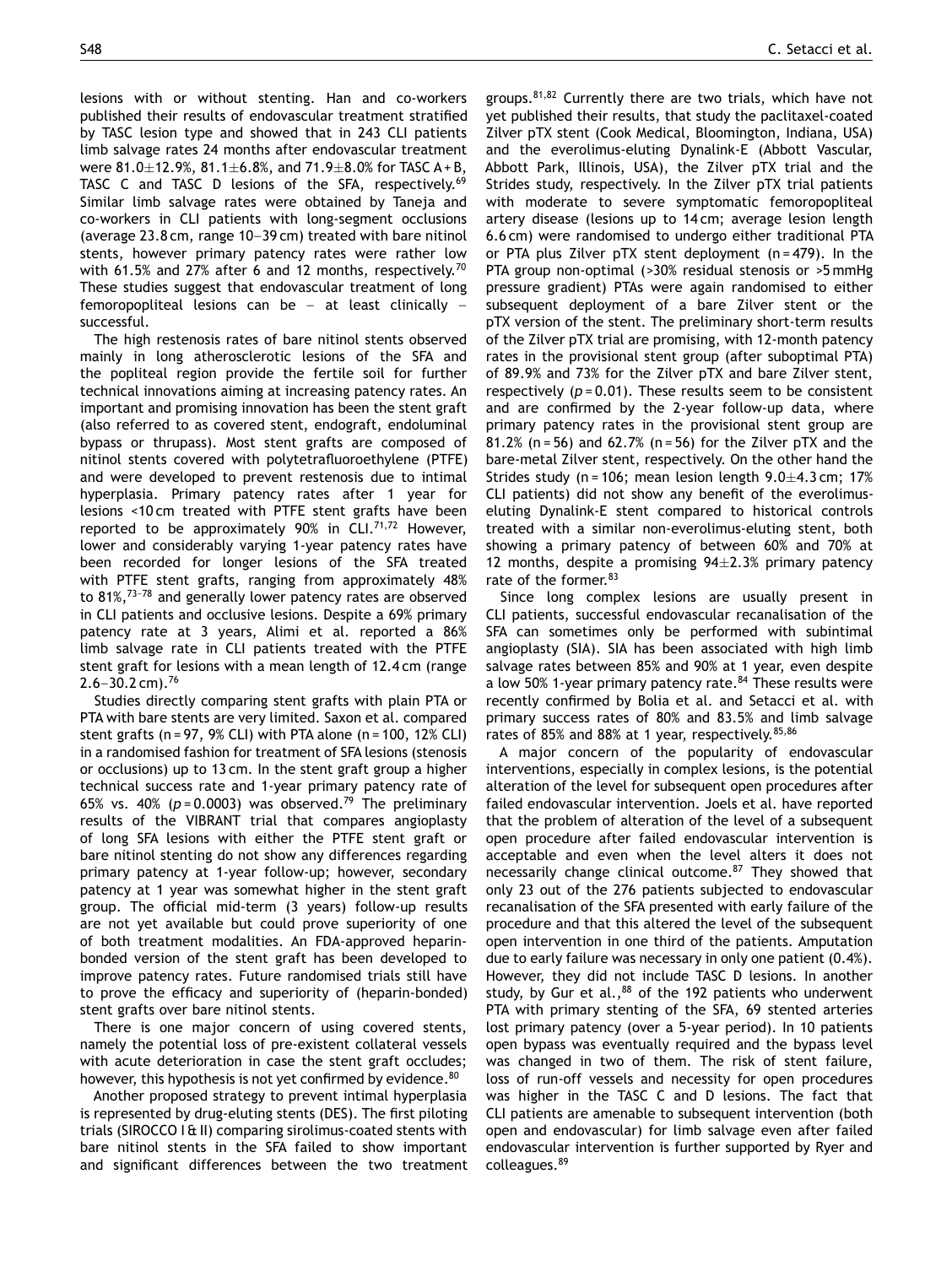lesions with or without stenting. Han and co-workers published their results of endovascular treatment stratified by TASC lesion type and showed that in 243 CLI patients limb salvage rates 24 months after endovascular treatment were 81.0±12.9%, 81.1±6.8%, and 71.9±8.0% for TASC A + B, TASC C and TASC D lesions of the SFA, respectively.[69] Similar limb salvage rates were obtained by Taneja and co-workers in CLI patients with long-segment occlusions (average 23.8 cm, range 10–39 cm) treated with bare nitinol stents, however primary patency rates were rather low with 61.5% and 27% after 6 and 12 months, respectively.[70] These studies suggest that endovascular treatment of long femoropopliteal lesions can be – at least clinically – successful.

The high restenosis rates of bare nitinol stents observed mainly in long atherosclerotic lesions of the SFA and the popliteal region provide the fertile soil for further technical innovations aiming at increasing patency rates. An important and promising innovation has been the stent graft (also referred to as covered stent, endograft, endoluminal bypass or thrupass). Most stent grafts are composed of nitinol stents covered with polytetrafluoroethylene (PTFE) and were developed to prevent restenosis due to intimal hyperplasia. Primary patency rates after 1 year for lesions <10 cm treated with PTFE stent grafts have been reported to be approximately 90% in CLI.[71,72] However, lower and considerably varying 1-year patency rates have been recorded for longer lesions of the SFA treated with PTFE stent grafts, ranging from approximately 48% to 81%,[73–78] and generally lower patency rates are observed in CLI patients and occlusive lesions. Despite a 69% primary patency rate at 3 years, Alimi et al. reported a 86% limb salvage rate in CLI patients treated with the PTFE stent graft for lesions with a mean length of 12.4 cm (range 2.6–30.2 cm).[76]

Studies directly comparing stent grafts with plain PTA or PTA with bare stents are very limited. Saxon et al. compared stent grafts (n = 97, 9% CLI) with PTA alone (n = 100, 12% CLI) in a randomised fashion for treatment of SFA lesions (stenosis or occlusions) up to 13 cm. In the stent graft group a higher technical success rate and 1-year primary patency rate of 65% vs. 40% ($p = 0.0003$) was observed.[79] The preliminary results of the VIBRANT trial that compares angioplasty of long SFA lesions with either the PTFE stent graft or bare nitinol stenting do not show any differences regarding primary patency at 1-year follow-up; however, secondary patency at 1 year was somewhat higher in the stent graft group. The official mid-term (3 years) follow-up results are not yet available but could prove superiority of one of both treatment modalities. An FDA-approved heparin-bonded version of the stent graft has been developed to improve patency rates. Future randomised trials still have to prove the efficacy and superiority of (heparin-bonded) stent grafts over bare nitinol stents.

There is one major concern of using covered stents, namely the potential loss of pre-existent collateral vessels with acute deterioration in case the stent graft occludes; however, this hypothesis is not yet confirmed by evidence.[80]

Another proposed strategy to prevent intimal hyperplasia is represented by drug-eluting stents (DES). The first piloting trials (SIROCCO I & II) comparing sirolimus-coated stents with bare nitinol stents in the SFA failed to show important and significant differences between the two treatment groups.[81,82] Currently there are two trials, which have not yet published their results, that study the paclitaxel-coated Zilver pTX stent (Cook Medical, Bloomington, Indiana, USA) and the everolimus-eluting Dynalink-E (Abbott Vascular, Abbott Park, Illinois, USA), the Zilver pTX trial and the Strides study, respectively. In the Zilver pTX trial patients with moderate to severe symptomatic femoropopliteal artery disease (lesions up to 14 cm; average lesion length 6.6 cm) were randomised to undergo either traditional PTA or PTA plus Zilver pTX stent deployment (n = 479). In the PTA group non-optimal (>30% residual stenosis or >5 mmHg pressure gradient) PTAs were again randomised to either subsequent deployment of a bare Zilver stent or the pTX version of the stent. The preliminary short-term results of the Zilver pTX trial are promising, with 12-month patency rates in the provisional stent group (after suboptimal PTA) of 89.9% and 73% for the Zilver pTX and bare Zilver stent, respectively ($p = 0.01$). These results seem to be consistent and are confirmed by the 2-year follow-up data, where primary patency rates in the provisional stent group are 81.2% (n = 56) and 62.7% (n = 56) for the Zilver pTX and the bare-metal Zilver stent, respectively. On the other hand the Strides study (n = 106; mean lesion length 9.0±4.3 cm; 17% CLI patients) did not show any benefit of the everolimus-eluting Dynalink-E stent compared to historical controls treated with a similar non-everolimus-eluting stent, both showing a primary patency of between 60% and 70% at 12 months, despite a promising 94±2.3% primary patency rate of the former.[83]

Since long complex lesions are usually present in CLI patients, successful endovascular recanalisation of the SFA can sometimes only be performed with subintimal angioplasty (SIA). SIA has been associated with high limb salvage rates between 85% and 90% at 1 year, even despite a low 50% 1-year primary patency rate.[84] These results were recently confirmed by Bolia et al. and Setacci et al. with primary success rates of 80% and 83.5% and limb salvage rates of 85% and 88% at 1 year, respectively.[85,86]

A major concern of the popularity of endovascular interventions, especially in complex lesions, is the potential alteration of the level for subsequent open procedures after failed endovascular intervention. Joels et al. have reported that the problem of alteration of the level of a subsequent open procedure after failed endovascular intervention is acceptable and even when the level alters it does not necessarily change clinical outcome.[87] They showed that only 23 out of the 276 patients subjected to endovascular recanalisation of the SFA presented with early failure of the procedure and that this altered the level of the subsequent open intervention in one third of the patients. Amputation due to early failure was necessary in only one patient (0.4%). However, they did not include TASC D lesions. In another study, by Gur et al.,[88] of the 192 patients who underwent PTA with primary stenting of the SFA, 69 stented arteries lost primary patency (over a 5-year period). In 10 patients open bypass was eventually required and the bypass level was changed in two of them. The risk of stent failure, loss of run-off vessels and necessity for open procedures was higher in the TASC C and D lesions. The fact that CLI patients are amenable to subsequent intervention (both open and endovascular) for limb salvage even after failed endovascular intervention is further supported by Ryer and colleagues.[89]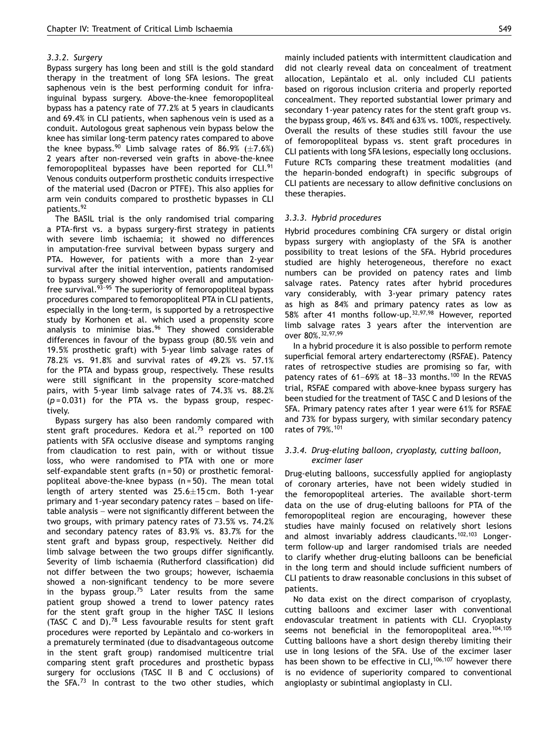### 3.3.2. Surgery

Bypass surgery has long been and still is the gold standard therapy in the treatment of long SFA lesions. The great saphenous vein is the best performing conduit for infrainguinal bypass surgery. Above-the-knee femoropopliteal bypass has a patency rate of 77.2% at 5 years in claudicants and 69.4% in CLI patients, when saphenous vein is used as a conduit. Autologous great saphenous vein bypass below the knee has similar long-term patency rates compared to above the knee bypass.[90] Limb salvage rates of 86.9% (±7.6%) 2 years after non-reversed vein grafts in above-the-knee femoropopliteal bypasses have been reported for CLI.[91] Venous conduits outperform prosthetic conduits irrespective of the material used (Dacron or PTFE). This also applies for arm vein conduits compared to prosthetic bypasses in CLI patients.[92]

The BASIL trial is the only randomised trial comparing a PTA-first vs. a bypass surgery-first strategy in patients with severe limb ischaemia; it showed no differences in amputation-free survival between bypass surgery and PTA. However, for patients with a more than 2-year survival after the initial intervention, patients randomised to bypass surgery showed higher overall and amputation-free survival.[93–95] The superiority of femoropopliteal bypass procedures compared to femoropopliteal PTA in CLI patients, especially in the long-term, is supported by a retrospective study by Korhonen et al. which used a propensity score analysis to minimise bias.[96] They showed considerable differences in favour of the bypass group (80.5% vein and 19.5% prosthetic graft) with 5-year limb salvage rates of 78.2% vs. 91.8% and survival rates of 49.2% vs. 57.1% for the PTA and bypass group, respectively. These results were still significant in the propensity score-matched pairs, with 5-year limb salvage rates of 74.3% vs. 88.2% ($p = 0.031$) for the PTA vs. the bypass group, respectively.

Bypass surgery has also been randomly compared with stent graft procedures. Kedora et al.[75] reported on 100 patients with SFA occlusive disease and symptoms ranging from claudication to rest pain, with or without tissue loss, who were randomised to PTA with one or more self-expandable stent grafts (n = 50) or prosthetic femoral-popliteal above-the-knee bypass (n = 50). The mean total length of artery stented was 25.6±15 cm. Both 1-year primary and 1-year secondary patency rates – based on life-table analysis – were not significantly different between the two groups, with primary patency rates of 73.5% vs. 74.2% and secondary patency rates of 83.9% vs. 83.7% for the stent graft and bypass group, respectively. Neither did limb salvage between the two groups differ significantly. Severity of limb ischaemia (Rutherford classification) did not differ between the two groups; however, ischaemia showed a non-significant tendency to be more severe in the bypass group.[75] Later results from the same patient group showed a trend to lower patency rates for the stent graft group in the higher TASC II lesions (TASC C and D).[78] Less favourable results for stent graft procedures were reported by Lepäntalo and co-workers in a prematurely terminated (due to disadvantageous outcome in the stent graft group) randomised multicentre trial comparing stent graft procedures and prosthetic bypass surgery for occlusions (TASC II B and C occlusions) of the SFA.[73] In contrast to the two other studies, which mainly included patients with intermittent claudication and did not clearly reveal data on concealment of treatment allocation, Lepäntalo et al. only included CLI patients based on rigorous inclusion criteria and properly reported concealment. They reported substantial lower primary and secondary 1-year patency rates for the stent graft group vs. the bypass group, 46% vs. 84% and 63% vs. 100%, respectively. Overall the results of these studies still favour the use of femoropopliteal bypass vs. stent graft procedures in CLI patients with long SFA lesions, especially long occlusions. Future RCTs comparing these treatment modalities (and the heparin-bonded endograft) in specific subgroups of CLI patients are necessary to allow definitive conclusions on these therapies.

### 3.3.3. Hybrid procedures

Hybrid procedures combining CFA surgery or distal origin bypass surgery with angioplasty of the SFA is another possibility to treat lesions of the SFA. Hybrid procedures studied are highly heterogeneous, therefore no exact numbers can be provided on patency rates and limb salvage rates. Patency rates after hybrid procedures vary considerably, with 3-year primary patency rates as high as 84% and primary patency rates as low as 58% after 41 months follow-up.[32,97,98] However, reported limb salvage rates 3 years after the intervention are over 80%.[32,97,99]

In a hybrid procedure it is also possible to perform remote superficial femoral artery endarterectomy (RSFAE). Patency rates of retrospective studies are promising so far, with patency rates of 61–69% at 18–33 months.[100] In the REVAS trial, RSFAE compared with above-knee bypass surgery has been studied for the treatment of TASC C and D lesions of the SFA. Primary patency rates after 1 year were 61% for RSFAE and 73% for bypass surgery, with similar secondary patency rates of 79%.[101]

### 3.3.4. Drug-eluting balloon, cryoplasty, cutting balloon, excimer laser

Drug-eluting balloons, successfully applied for angioplasty of coronary arteries, have not been widely studied in the femoropopliteal arteries. The available short-term data on the use of drug-eluting balloons for PTA of the femoropopliteal region are encouraging, however these studies have mainly focused on relatively short lesions and almost invariably address claudicants.[102,103] Longer-term follow-up and larger randomised trials are needed to clarify whether drug-eluting balloons can be beneficial in the long term and should include sufficient numbers of CLI patients to draw reasonable conclusions in this subset of patients.

No data exist on the direct comparison of cryoplasty, cutting balloons and excimer laser with conventional endovascular treatment in patients with CLI. Cryoplasty seems not beneficial in the femoropopliteal area.[104,105] Cutting balloons have a short design thereby limiting their use in long lesions of the SFA. Use of the excimer laser has been shown to be effective in CLI,[106,107] however there is no evidence of superiority compared to conventional angioplasty or subintimal angioplasty in CLI.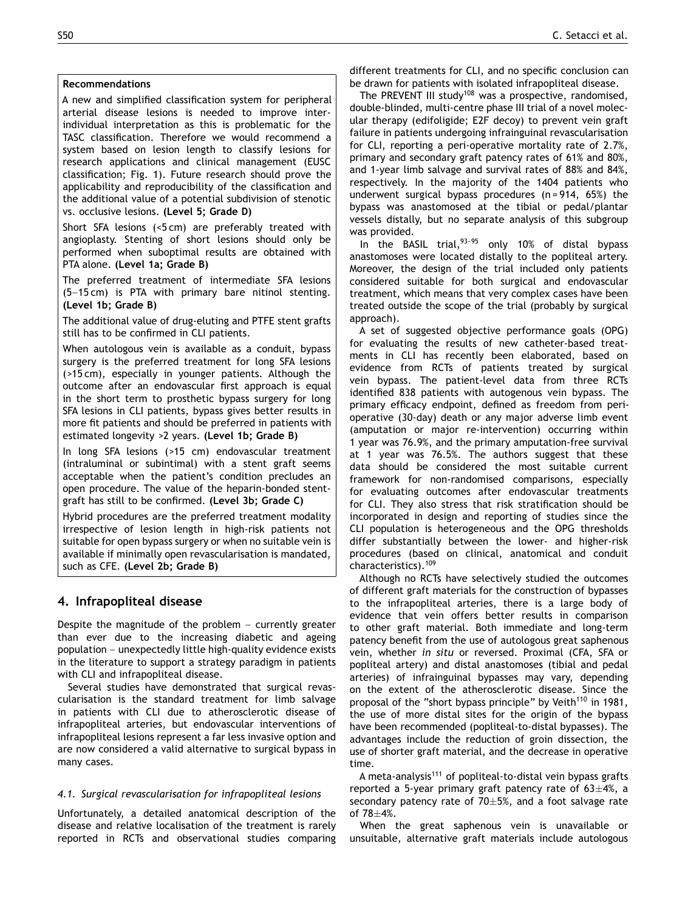**Recommendations**

A new and simplified classification system for peripheral arterial disease lesions is needed to improve inter-individual interpretation as this is problematic for the TASC classification. Therefore we would recommend a system based on lesion length to classify lesions for research applications and clinical management (EUSC classification; Fig. 1). Future research should prove the applicability and reproducibility of the classification and the additional value of a potential subdivision of stenotic vs. occlusive lesions. **(Level 5; Grade D)**

Short SFA lesions (<5 cm) are preferably treated with angioplasty. Stenting of short lesions should only be performed when suboptimal results are obtained with PTA alone. **(Level 1a; Grade B)**

The preferred treatment of intermediate SFA lesions (5–15 cm) is PTA with primary bare nitinol stenting. **(Level 1b; Grade B)**

The additional value of drug-eluting and PTFE stent grafts still has to be confirmed in CLI patients.

When autologous vein is available as a conduit, bypass surgery is the preferred treatment for long SFA lesions (>15 cm), especially in younger patients. Although the outcome after an endovascular first approach is equal in the short term to prosthetic bypass surgery for long SFA lesions in CLI patients, bypass gives better results in more fit patients and should be preferred in patients with estimated longevity >2 years. **(Level 1b; Grade B)**

In long SFA lesions (>15 cm) endovascular treatment (intraluminal or subintimal) with a stent graft seems acceptable when the patient's condition precludes an open procedure. The value of the heparin-bonded stent-graft has still to be confirmed. **(Level 3b; Grade C)**

Hybrid procedures are the preferred treatment modality irrespective of lesion length in high-risk patients not suitable for open bypass surgery or when no suitable vein is available if minimally open revascularisation is mandated, such as CFE. **(Level 2b; Grade B)**

## 4. Infrapopliteal disease

Despite the magnitude of the problem – currently greater than ever due to the increasing diabetic and ageing population – unexpectedly little high-quality evidence exists in the literature to support a strategy paradigm in patients with CLI and infrapopliteal disease.

Several studies have demonstrated that surgical revascularisation is the standard treatment for limb salvage in patients with CLI due to atherosclerotic disease of infrapopliteal arteries, but endovascular interventions of infrapopliteal lesions represent a far less invasive option and are now considered a valid alternative to surgical bypass in many cases.

### *4.1. Surgical revascularisation for infrapopliteal lesions*

Unfortunately, a detailed anatomical description of the disease and relative localisation of the treatment is rarely reported in RCTs and observational studies comparing different treatments for CLI, and no specific conclusion can be drawn for patients with isolated infrapopliteal disease.

The PREVENT III study[108] was a prospective, randomised, double-blinded, multi-centre phase III trial of a novel molecular therapy (edifoligide; E2F decoy) to prevent vein graft failure in patients undergoing infrainguinal revascularisation for CLI, reporting a peri-operative mortality rate of 2.7%, primary and secondary graft patency rates of 61% and 80%, and 1-year limb salvage and survival rates of 88% and 84%, respectively. In the majority of the 1404 patients who underwent surgical bypass procedures (n = 914, 65%) the bypass was anastomosed at the tibial or pedal/plantar vessels distally, but no separate analysis of this subgroup was provided.

In the BASIL trial,[93–95] only 10% of distal bypass anastomoses were located distally to the popliteal artery. Moreover, the design of the trial included only patients considered suitable for both surgical and endovascular treatment, which means that very complex cases have been treated outside the scope of the trial (probably by surgical approach).

A set of suggested objective performance goals (OPG) for evaluating the results of new catheter-based treatments in CLI has recently been elaborated, based on evidence from RCTs of patients treated by surgical vein bypass. The patient-level data from three RCTs identified 838 patients with autogenous vein bypass. The primary efficacy endpoint, defined as freedom from peri-operative (30-day) death or any major adverse limb event (amputation or major re-intervention) occurring within 1 year was 76.9%, and the primary amputation-free survival at 1 year was 76.5%. The authors suggest that these data should be considered the most suitable current framework for non-randomised comparisons, especially for evaluating outcomes after endovascular treatments for CLI. They also stress that risk stratification should be incorporated in design and reporting of studies since the CLI population is heterogeneous and the OPG thresholds differ substantially between the lower- and higher-risk procedures (based on clinical, anatomical and conduit characteristics).[109]

Although no RCTs have selectively studied the outcomes of different graft materials for the construction of bypasses to the infrapopliteal arteries, there is a large body of evidence that vein offers better results in comparison to other graft material. Both immediate and long-term patency benefit from the use of autologous great saphenous vein, whether *in situ* or reversed. Proximal (CFA, SFA or popliteal artery) and distal anastomoses (tibial and pedal arteries) of infrainguinal bypasses may vary, depending on the extent of the atherosclerotic disease. Since the proposal of the "short bypass principle" by Veith[110] in 1981, the use of more distal sites for the origin of the bypass have been recommended (popliteal-to-distal bypasses). The advantages include the reduction of groin dissection, the use of shorter graft material, and the decrease in operative time.

A meta-analysis[111] of popliteal-to-distal vein bypass grafts reported a 5-year primary graft patency rate of 63±4%, a secondary patency rate of 70±5%, and a foot salvage rate of 78±4%.

When the great saphenous vein is unavailable or unsuitable, alternative graft materials include autologous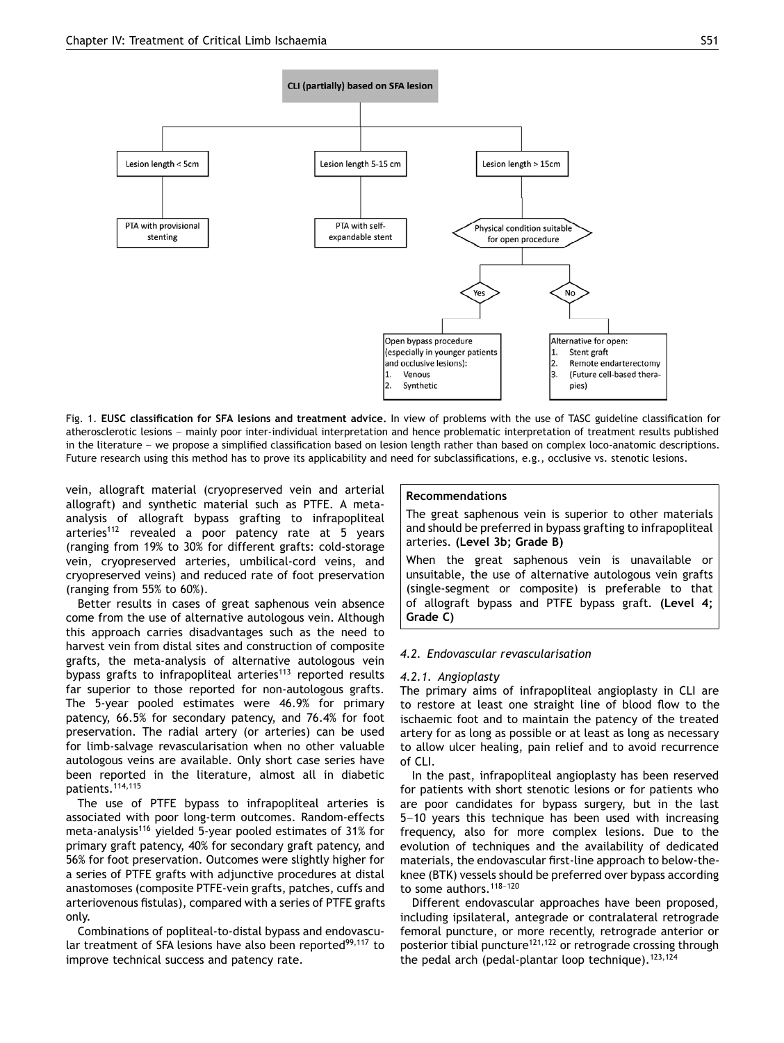CLI (partially) based on SFA lesion

- Lesion length < 5cm → PTA with provisional stenting
- Lesion length 5-15 cm → PTA with self-expandable stent
- Lesion length > 15cm → Physical condition suitable for open procedure
  - Yes → Open bypass procedure (especially in younger patients and occlusive lesions):
    1. Venous
    2. Synthetic
  - No → Alternative for open:
    1. Stent graft
    2. Remote endarterectomy
    3. (Future cell-based therapies)

Fig. 1. **EUSC classification for SFA lesions and treatment advice.** In view of problems with the use of TASC guideline classification for atherosclerotic lesions — mainly poor inter-individual interpretation and hence problematic interpretation of treatment results published in the literature — we propose a simplified classification based on lesion length rather than based on complex loco-anatomic descriptions. Future research using this method has to prove its applicability and need for subclassifications, e.g., occlusive vs. stenotic lesions.

vein, allograft material (cryopreserved vein and arterial allograft) and synthetic material such as PTFE. A meta-analysis of allograft bypass grafting to infrapopliteal arteries[112] revealed a poor patency rate at 5 years (ranging from 19% to 30% for different grafts: cold-storage vein, cryopreserved arteries, umbilical-cord veins, and cryopreserved veins) and reduced rate of foot preservation (ranging from 55% to 60%).

Better results in cases of great saphenous vein absence come from the use of alternative autologous vein. Although this approach carries disadvantages such as the need to harvest vein from distal sites and construction of composite grafts, the meta-analysis of alternative autologous vein bypass grafts to infrapopliteal arteries[113] reported results far superior to those reported for non-autologous grafts. The 5-year pooled estimates were 46.9% for primary patency, 66.5% for secondary patency, and 76.4% for foot preservation. The radial artery (or arteries) can be used for limb-salvage revascularisation when no other valuable autologous veins are available. Only short case series have been reported in the literature, almost all in diabetic patients.[114,115]

The use of PTFE bypass to infrapopliteal arteries is associated with poor long-term outcomes. Random-effects meta-analysis[116] yielded 5-year pooled estimates of 31% for primary graft patency, 40% for secondary graft patency, and 56% for foot preservation. Outcomes were slightly higher for a series of PTFE grafts with adjunctive procedures at distal anastomoses (composite PTFE-vein grafts, patches, cuffs and arteriovenous fistulas), compared with a series of PTFE grafts only.

Combinations of popliteal-to-distal bypass and endovascular treatment of SFA lesions have also been reported[99,117] to improve technical success and patency rate.

**Recommendations**

The great saphenous vein is superior to other materials and should be preferred in bypass grafting to infrapopliteal arteries. **(Level 3b; Grade B)**

When the great saphenous vein is unavailable or unsuitable, the use of alternative autologous vein grafts (single-segment or composite) is preferable to that of allograft bypass and PTFE bypass graft. **(Level 4; Grade C)**

### *4.2. Endovascular revascularisation*

#### *4.2.1. Angioplasty*

The primary aims of infrapopliteal angioplasty in CLI are to restore at least one straight line of blood flow to the ischaemic foot and to maintain the patency of the treated artery for as long as possible or at least as long as necessary to allow ulcer healing, pain relief and to avoid recurrence of CLI.

In the past, infrapopliteal angioplasty has been reserved for patients with short stenotic lesions or for patients who are poor candidates for bypass surgery, but in the last 5–10 years this technique has been used with increasing frequency, also for more complex lesions. Due to the evolution of techniques and the availability of dedicated materials, the endovascular first-line approach to below-the-knee (BTK) vessels should be preferred over bypass according to some authors.[118–120]

Different endovascular approaches have been proposed, including ipsilateral, antegrade or contralateral retrograde femoral puncture, or more recently, retrograde anterior or posterior tibial puncture[121,122] or retrograde crossing through the pedal arch (pedal-plantar loop technique).[123,124]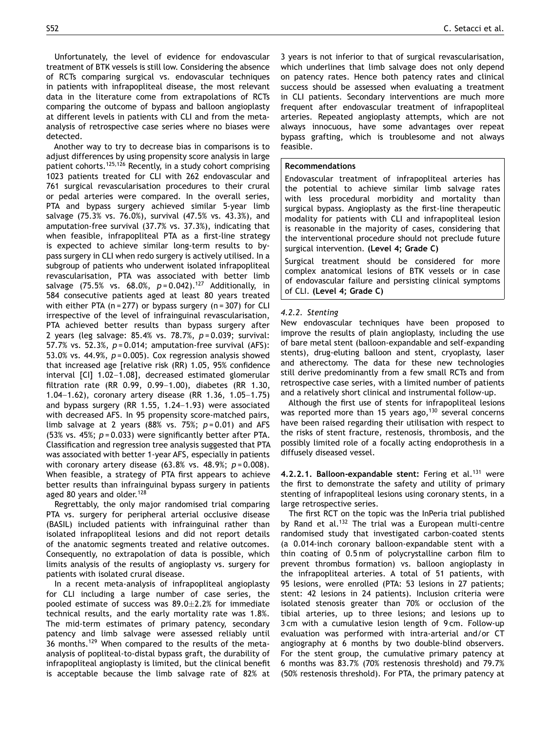Unfortunately, the level of evidence for endovascular treatment of BTK vessels is still low. Considering the absence of RCTs comparing surgical vs. endovascular techniques in patients with infrapopliteal disease, the most relevant data in the literature come from extrapolations of RCTs comparing the outcome of bypass and balloon angioplasty at different levels in patients with CLI and from the meta-analysis of retrospective case series where no biases were detected.

Another way to try to decrease bias in comparisons is to adjust differences by using propensity score analysis in large patient cohorts.[125,126] Recently, in a study cohort comprising 1023 patients treated for CLI with 262 endovascular and 761 surgical revascularisation procedures to their crural or pedal arteries were compared. In the overall series, PTA and bypass surgery achieved similar 5-year limb salvage (75.3% vs. 76.0%), survival (47.5% vs. 43.3%), and amputation-free survival (37.7% vs. 37.3%), indicating that when feasible, infrapopliteal PTA as a first-line strategy is expected to achieve similar long-term results to bypass surgery in CLI when redo surgery is actively utilised. In a subgroup of patients who underwent isolated infrapopliteal revascularisation, PTA was associated with better limb salvage (75.5% vs. 68.0%, $p = 0.042$).[127] Additionally, in 584 consecutive patients aged at least 80 years treated with either PTA (n = 277) or bypass surgery (n = 307) for CLI irrespective of the level of infrainguinal revascularisation, PTA achieved better results than bypass surgery after 2 years (leg salvage: 85.4% vs. 78.7%, $p = 0.039$; survival: 57.7% vs. 52.3%, $p = 0.014$; amputation-free survival (AFS): 53.0% vs. 44.9%, $p = 0.005$). Cox regression analysis showed that increased age [relative risk (RR) 1.05, 95% confidence interval [CI] 1.02–1.08], decreased estimated glomerular filtration rate (RR 0.99, 0.99–1.00), diabetes (RR 1.30, 1.04–1.62), coronary artery disease (RR 1.36, 1.05–1.75) and bypass surgery (RR 1.55, 1.24–1.93) were associated with decreased AFS. In 95 propensity score-matched pairs, limb salvage at 2 years (88% vs. 75%; $p = 0.01$) and AFS (53% vs. 45%; $p = 0.033$) were significantly better after PTA. Classification and regression tree analysis suggested that PTA was associated with better 1-year AFS, especially in patients with coronary artery disease (63.8% vs. 48.9%; $p = 0.008$). When feasible, a strategy of PTA first appears to achieve better results than infrainguinal bypass surgery in patients aged 80 years and older.[128]

Regrettably, the only major randomised trial comparing PTA vs. surgery for peripheral arterial occlusive disease (BASIL) included patients with infrainguinal rather than isolated infrapopliteal lesions and did not report details of the anatomic segments treated and relative outcomes. Consequently, no extrapolation of data is possible, which limits analysis of the results of angioplasty vs. surgery for patients with isolated crural disease.

In a recent meta-analysis of infrapopliteal angioplasty for CLI including a large number of case series, the pooled estimate of success was $89.0 \pm 2.2\%$ for immediate technical results, and the early mortality rate was 1.8%. The mid-term estimates of primary patency, secondary patency and limb salvage were assessed reliably until 36 months.[129] When compared to the results of the meta-analysis of popliteal-to-distal bypass graft, the durability of infrapopliteal angioplasty is limited, but the clinical benefit is acceptable because the limb salvage rate of 82% at 3 years is not inferior to that of surgical revascularisation, which underlines that limb salvage does not only depend on patency rates. Hence both patency rates and clinical success should be assessed when evaluating a treatment in CLI patients. Secondary interventions are much more frequent after endovascular treatment of infrapopliteal arteries. Repeated angioplasty attempts, which are not always innocuous, have some advantages over repeat bypass grafting, which is troublesome and not always feasible.

**Recommendations**

Endovascular treatment of infrapopliteal arteries has the potential to achieve similar limb salvage rates with less procedural morbidity and mortality than surgical bypass. Angioplasty as the first-line therapeutic modality for patients with CLI and infrapopliteal lesion is reasonable in the majority of cases, considering that the interventional procedure should not preclude future surgical intervention. **(Level 4; Grade C)**

Surgical treatment should be considered for more complex anatomical lesions of BTK vessels or in case of endovascular failure and persisting clinical symptoms of CLI. **(Level 4; Grade C)**

#### *4.2.2. Stenting*

New endovascular techniques have been proposed to improve the results of plain angioplasty, including the use of bare metal stent (balloon-expandable and self-expanding stents), drug-eluting balloon and stent, cryoplasty, laser and atherectomy. The data for these new technologies still derive predominantly from a few small RCTs and from retrospective case series, with a limited number of patients and a relatively short clinical and instrumental follow-up.

Although the first use of stents for infrapopliteal lesions was reported more than 15 years ago,[130] several concerns have been raised regarding their utilisation with respect to the risks of stent fracture, restenosis, thrombosis, and the possibly limited role of a focally acting endoprothesis in a diffusely diseased vessel.

**4.2.2.1. Balloon-expandable stent:** Fering et al.[131] were the first to demonstrate the safety and utility of primary stenting of infrapopliteal lesions using coronary stents, in a large retrospective series.

The first RCT on the topic was the InPeria trial published by Rand et al.[132] The trial was a European multi-centre randomised study that investigated carbon-coated stents (a 0.014-inch coronary balloon-expandable stent with a thin coating of 0.5 nm of polycrystalline carbon film to prevent thrombus formation) vs. balloon angioplasty in the infrapopliteal arteries. A total of 51 patients, with 95 lesions, were enrolled (PTA: 53 lesions in 27 patients; stent: 42 lesions in 24 patients). Inclusion criteria were isolated stenosis greater than 70% or occlusion of the tibial arteries, up to three lesions; and lesions up to 3 cm with a cumulative lesion length of 9 cm. Follow-up evaluation was performed with intra-arterial and/or CT angiography at 6 months by two double-blind observers. For the stent group, the cumulative primary patency at 6 months was 83.7% (70% restenosis threshold) and 79.7% (50% restenosis threshold). For PTA, the primary patency at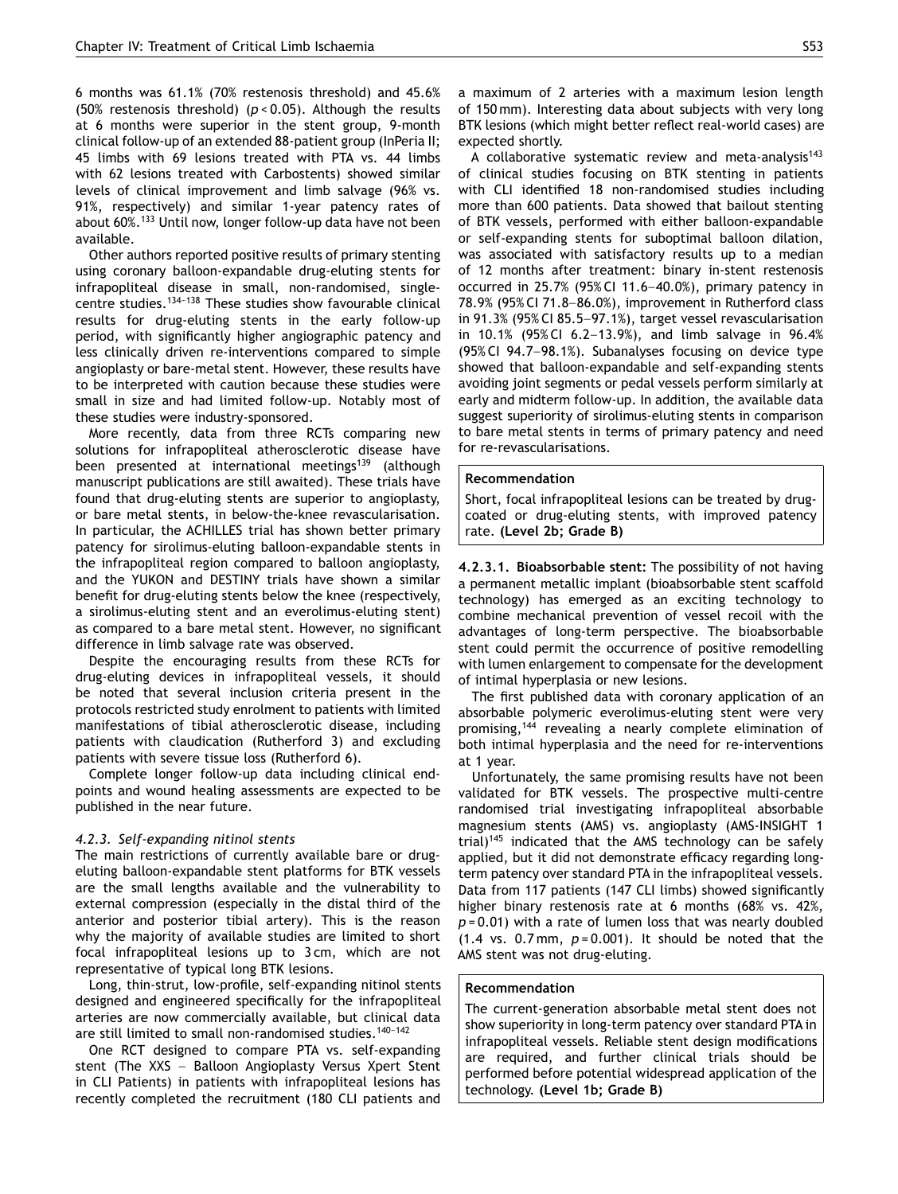6 months was 61.1% (70% restenosis threshold) and 45.6% (50% restenosis threshold) ($p < 0.05$). Although the results at 6 months were superior in the stent group, 9-month clinical follow-up of an extended 88-patient group (InPeria II; 45 limbs with 69 lesions treated with PTA vs. 44 limbs with 62 lesions treated with Carbostents) showed similar levels of clinical improvement and limb salvage (96% vs. 91%, respectively) and similar 1-year patency rates of about 60%.[133] Until now, longer follow-up data have not been available.

Other authors reported positive results of primary stenting using coronary balloon-expandable drug-eluting stents for infrapopliteal disease in small, non-randomised, single-centre studies.[134–138] These studies show favourable clinical results for drug-eluting stents in the early follow-up period, with significantly higher angiographic patency and less clinically driven re-interventions compared to simple angioplasty or bare-metal stent. However, these results have to be interpreted with caution because these studies were small in size and had limited follow-up. Notably most of these studies were industry-sponsored.

More recently, data from three RCTs comparing new solutions for infrapopliteal atherosclerotic disease have been presented at international meetings[139] (although manuscript publications are still awaited). These trials have found that drug-eluting stents are superior to angioplasty, or bare metal stents, in below-the-knee revascularisation. In particular, the ACHILLES trial has shown better primary patency for sirolimus-eluting balloon-expandable stents in the infrapopliteal region compared to balloon angioplasty, and the YUKON and DESTINY trials have shown a similar benefit for drug-eluting stents below the knee (respectively, a sirolimus-eluting stent and an everolimus-eluting stent) as compared to a bare metal stent. However, no significant difference in limb salvage rate was observed.

Despite the encouraging results from these RCTs for drug-eluting devices in infrapopliteal vessels, it should be noted that several inclusion criteria present in the protocols restricted study enrolment to patients with limited manifestations of tibial atherosclerotic disease, including patients with claudication (Rutherford 3) and excluding patients with severe tissue loss (Rutherford 6).

Complete longer follow-up data including clinical endpoints and wound healing assessments are expected to be published in the near future.

### *4.2.3. Self-expanding nitinol stents*

The main restrictions of currently available bare or drug-eluting balloon-expandable stent platforms for BTK vessels are the small lengths available and the vulnerability to external compression (especially in the distal third of the anterior and posterior tibial artery). This is the reason why the majority of available studies are limited to short focal infrapopliteal lesions up to 3 cm, which are not representative of typical long BTK lesions.

Long, thin-strut, low-profile, self-expanding nitinol stents designed and engineered specifically for the infrapopliteal arteries are now commercially available, but clinical data are still limited to small non-randomised studies.[140–142]

One RCT designed to compare PTA vs. self-expanding stent (The XXS – Balloon Angioplasty Versus Xpert Stent in CLI Patients) in patients with infrapopliteal lesions has recently completed the recruitment (180 CLI patients and a maximum of 2 arteries with a maximum lesion length of 150 mm). Interesting data about subjects with very long BTK lesions (which might better reflect real-world cases) are expected shortly.

A collaborative systematic review and meta-analysis[143] of clinical studies focusing on BTK stenting in patients with CLI identified 18 non-randomised studies including more than 600 patients. Data showed that bailout stenting of BTK vessels, performed with either balloon-expandable or self-expanding stents for suboptimal balloon dilation, was associated with satisfactory results up to a median of 12 months after treatment: binary in-stent restenosis occurred in 25.7% (95% CI 11.6–40.0%), primary patency in 78.9% (95% CI 71.8–86.0%), improvement in Rutherford class in 91.3% (95% CI 85.5–97.1%), target vessel revascularisation in 10.1% (95% CI 6.2–13.9%), and limb salvage in 96.4% (95% CI 94.7–98.1%). Subanalyses focusing on device type showed that balloon-expandable and self-expanding stents avoiding joint segments or pedal vessels perform similarly at early and midterm follow-up. In addition, the available data suggest superiority of sirolimus-eluting stents in comparison to bare metal stents in terms of primary patency and need for re-revascularisations.

**Recommendation**

Short, focal infrapopliteal lesions can be treated by drug-coated or drug-eluting stents, with improved patency rate. **(Level 2b; Grade B)**

**4.2.3.1. Bioabsorbable stent:** The possibility of not having a permanent metallic implant (bioabsorbable stent scaffold technology) has emerged as an exciting technology to combine mechanical prevention of vessel recoil with the advantages of long-term perspective. The bioabsorbable stent could permit the occurrence of positive remodelling with lumen enlargement to compensate for the development of intimal hyperplasia or new lesions.

The first published data with coronary application of an absorbable polymeric everolimus-eluting stent were very promising,[144] revealing a nearly complete elimination of both intimal hyperplasia and the need for re-interventions at 1 year.

Unfortunately, the same promising results have not been validated for BTK vessels. The prospective multi-centre randomised trial investigating infrapopliteal absorbable magnesium stents (AMS) vs. angioplasty (AMS-INSIGHT 1 trial)[145] indicated that the AMS technology can be safely applied, but it did not demonstrate efficacy regarding long-term patency over standard PTA in the infrapopliteal vessels. Data from 117 patients (147 CLI limbs) showed significantly higher binary restenosis rate at 6 months (68% vs. 42%, $p = 0.01$) with a rate of lumen loss that was nearly doubled (1.4 vs. 0.7 mm, $p = 0.001$). It should be noted that the AMS stent was not drug-eluting.

**Recommendation**

The current-generation absorbable metal stent does not show superiority in long-term patency over standard PTA in infrapopliteal vessels. Reliable stent design modifications are required, and further clinical trials should be performed before potential widespread application of the technology. **(Level 1b; Grade B)**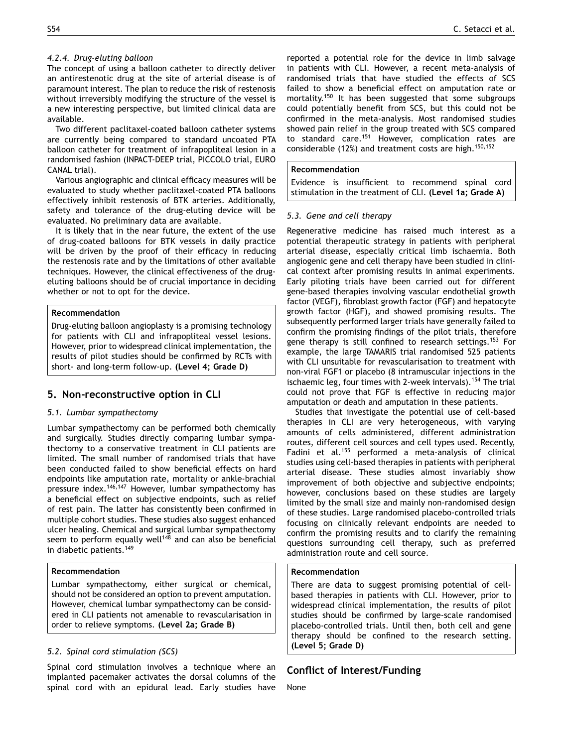#### 4.2.4. Drug-eluting balloon

The concept of using a balloon catheter to directly deliver an antirestenotic drug at the site of arterial disease is of paramount interest. The plan to reduce the risk of restenosis without irreversibly modifying the structure of the vessel is a new interesting perspective, but limited clinical data are available.

Two different paclitaxel-coated balloon catheter systems are currently being compared to standard uncoated PTA balloon catheter for treatment of infrapopliteal lesion in a randomised fashion (INPACT-DEEP trial, PICCOLO trial, EURO CANAL trial).

Various angiographic and clinical efficacy measures will be evaluated to study whether paclitaxel-coated PTA balloons effectively inhibit restenosis of BTK arteries. Additionally, safety and tolerance of the drug-eluting device will be evaluated. No preliminary data are available.

It is likely that in the near future, the extent of the use of drug-coated balloons for BTK vessels in daily practice will be driven by the proof of their efficacy in reducing the restenosis rate and by the limitations of other available techniques. However, the clinical effectiveness of the drug-eluting balloons should be of crucial importance in deciding whether or not to opt for the device.

**Recommendation**

Drug-eluting balloon angioplasty is a promising technology for patients with CLI and infrapopliteal vessel lesions. However, prior to widespread clinical implementation, the results of pilot studies should be confirmed by RCTs with short- and long-term follow-up. **(Level 4; Grade D)**

## 5. Non-reconstructive option in CLI

### 5.1. Lumbar sympathectomy

Lumbar sympathectomy can be performed both chemically and surgically. Studies directly comparing lumbar sympathectomy to a conservative treatment in CLI patients are limited. The small number of randomised trials that have been conducted failed to show beneficial effects on hard endpoints like amputation rate, mortality or ankle-brachial pressure index.[146,147] However, lumbar sympathectomy has a beneficial effect on subjective endpoints, such as relief of rest pain. The latter has consistently been confirmed in multiple cohort studies. These studies also suggest enhanced ulcer healing. Chemical and surgical lumbar sympathectomy seem to perform equally well[148] and can also be beneficial in diabetic patients.[149]

**Recommendation**

Lumbar sympathectomy, either surgical or chemical, should not be considered an option to prevent amputation. However, chemical lumbar sympathectomy can be considered in CLI patients not amenable to revascularisation in order to relieve symptoms. **(Level 2a; Grade B)**

### 5.2. Spinal cord stimulation (SCS)

Spinal cord stimulation involves a technique where an implanted pacemaker activates the dorsal columns of the spinal cord with an epidural lead. Early studies have reported a potential role for the device in limb salvage in patients with CLI. However, a recent meta-analysis of randomised trials that have studied the effects of SCS failed to show a beneficial effect on amputation rate or mortality.[150] It has been suggested that some subgroups could potentially benefit from SCS, but this could not be confirmed in the meta-analysis. Most randomised studies showed pain relief in the group treated with SCS compared to standard care.[151] However, complication rates are considerable (12%) and treatment costs are high.[150,152]

**Recommendation**

Evidence is insufficient to recommend spinal cord stimulation in the treatment of CLI. **(Level 1a; Grade A)**

### 5.3. Gene and cell therapy

Regenerative medicine has raised much interest as a potential therapeutic strategy in patients with peripheral arterial disease, especially critical limb ischaemia. Both angiogenic gene and cell therapy have been studied in clinical context after promising results in animal experiments. Early piloting trials have been carried out for different gene-based therapies involving vascular endothelial growth factor (VEGF), fibroblast growth factor (FGF) and hepatocyte growth factor (HGF), and showed promising results. The subsequently performed larger trials have generally failed to confirm the promising findings of the pilot trials, therefore gene therapy is still confined to research settings.[153] For example, the large TAMARIS trial randomised 525 patients with CLI unsuitable for revascularisation to treatment with non-viral FGF1 or placebo (8 intramuscular injections in the ischaemic leg, four times with 2-week intervals).[154] The trial could not prove that FGF is effective in reducing major amputation or death and amputation in these patients.

Studies that investigate the potential use of cell-based therapies in CLI are very heterogeneous, with varying amounts of cells administered, different administration routes, different cell sources and cell types used. Recently, Fadini et al.[155] performed a meta-analysis of clinical studies using cell-based therapies in patients with peripheral arterial disease. These studies almost invariably show improvement of both objective and subjective endpoints; however, conclusions based on these studies are largely limited by the small size and mainly non-randomised design of these studies. Large randomised placebo-controlled trials focusing on clinically relevant endpoints are needed to confirm the promising results and to clarify the remaining questions surrounding cell therapy, such as preferred administration route and cell source.

**Recommendation**

There are data to suggest promising potential of cell-based therapies in patients with CLI. However, prior to widespread clinical implementation, the results of pilot studies should be confirmed by large-scale randomised placebo-controlled trials. Until then, both cell and gene therapy should be confined to the research setting. **(Level 5; Grade D)**

## Conflict of Interest/Funding

None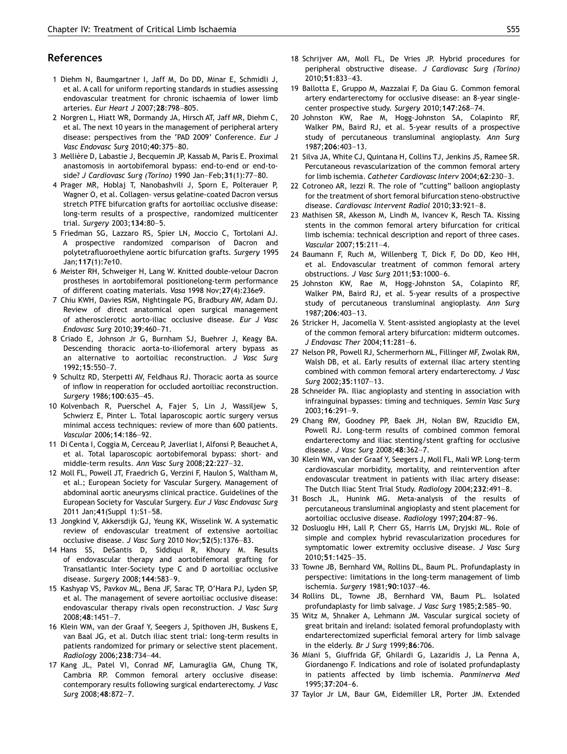## References

1 Diehm N, Baumgartner I, Jaff M, Do DD, Minar E, Schmidli J, et al. A call for uniform reporting standards in studies assessing endovascular treatment for chronic ischaemia of lower limb arteries. *Eur Heart J* 2007;**28**:798–805.

2 Norgren L, Hiatt WR, Dormandy JA, Hirsch AT, Jaff MR, Diehm C, et al. The next 10 years in the management of peripheral artery disease: perspectives from the 'PAD 2009' Conference. *Eur J Vasc Endovasc Surg* 2010;**40**:375–80.

3 Mellière D, Labastie J, Becquemin JP, Kassab M, Paris E. Proximal anastomosis in aortobifemoral bypass: end-to-end or end-to-side? *J Cardiovasc Surg (Torino)* 1990 Jan–Feb;**31**(1):77–80.

4 Prager MR, Hoblaj T, Nanobashvili J, Sporn E, Polterauer P, Wagner O, et al. Collagen- versus gelatine-coated Dacron versus stretch PTFE bifurcation grafts for aortoiliac occlusive disease: long-term results of a prospective, randomized multicenter trial. *Surgery* 2003;**134**:80–5.

5 Friedman SG, Lazzaro RS, Spier LN, Moccio C, Tortolani AJ. A prospective randomized comparison of Dacron and polytetrafluoroethylene aortic bifurcation grafts. *Surgery* 1995 Jan;**117**(1):7e10.

6 Meister RH, Schweiger H, Lang W. Knitted double-velour Dacron prostheses in aortobifemoral positionelong-term performance of different coating materials. *Vasa* 1998 Nov;**27**(4):236e9.

7 Chiu KWH, Davies RSM, Nightingale PG, Bradbury AW, Adam DJ. Review of direct anatomical open surgical management of atherosclerotic aorto-iliac occlusive disease. *Eur J Vasc Endovasc Surg* 2010;**39**:460–71.

8 Criado E, Johnson Jr G, Burnham SJ, Buehrer J, Keagy BA. Descending thoracic aorta-to-iliofemoral artery bypass as an alternative to aortoiliac reconstruction. *J Vasc Surg* 1992;**15**:550–7.

9 Schultz RD, Sterpetti AV, Feldhaus RJ. Thoracic aorta as source of inflow in reoperation for occluded aortoiliac reconstruction. *Surgery* 1986;**100**:635–45.

10 Kolvenbach R, Puerschel A, Fajer S, Lin J, Wassiljew S, Schwierz E, Pinter L. Total laparoscopic aortic surgery versus minimal access techniques: review of more than 600 patients. *Vascular* 2006;**14**:186–92.

11 Di Centa I, Coggia M, Cerceau P, Javerliat I, Alfonsi P, Beauchet A, et al. Total laparoscopic aortobifemoral bypass: short- and middle-term results. *Ann Vasc Surg* 2008;**22**:227–32.

12 Moll FL, Powell JT, Fraedrich G, Verzini F, Haulon S, Waltham M, et al.; European Society for Vascular Surgery. Management of abdominal aortic aneurysms clinical practice. Guidelines of the European Society for Vascular Surgery. *Eur J Vasc Endovasc Surg* 2011 Jan;**41**(Suppl 1):S1–58.

13 Jongkind V, Akkersdijk GJ, Yeung KK, Wisselink W. A systematic review of endovascular treatment of extensive aortoiliac occlusive disease. *J Vasc Surg* 2010 Nov;**52**(5):1376–83.

14 Hans SS, DeSantis D, Siddiqui R, Khoury M. Results of endovascular therapy and aortobifemoral grafting for Transatlantic Inter-Society type C and D aortoiliac occlusive disease. *Surgery* 2008;**144**:583–9.

15 Kashyap VS, Pavkov ML, Bena JF, Sarac TP, O'Hara PJ, Lyden SP, et al. The management of severe aortoiliac occlusive disease: endovascular therapy rivals open reconstruction. *J Vasc Surg* 2008;**48**:1451–7.

16 Klein WM, van der Graaf Y, Seegers J, Spithoven JH, Buskens E, van Baal JG, et al. Dutch iliac stent trial: long-term results in patients randomized for primary or selective stent placement. *Radiology* 2006;**238**:734–44.

17 Kang JL, Patel VI, Conrad MF, Lamuraglia GM, Chung TK, Cambria RP. Common femoral artery occlusive disease: contemporary results following surgical endarterectomy. *J Vasc Surg* 2008;**48**:872–7.

18 Schrijver AM, Moll FL, De Vries JP. Hybrid procedures for peripheral obstructive disease. *J Cardiovasc Surg (Torino)* 2010;**51**:833–43.

19 Ballotta E, Gruppo M, Mazzalai F, Da Giau G. Common femoral artery endarterectomy for occlusive disease: an 8-year single-center prospective study. *Surgery* 2010;**147**:268–74.

20 Johnston KW, Rae M, Hogg-Johnston SA, Colapinto RF, Walker PM, Baird RJ, et al. 5-year results of a prospective study of percutaneous transluminal angioplasty. *Ann Surg* 1987;**206**:403–13.

21 Silva JA, White CJ, Quintana H, Collins TJ, Jenkins JS, Ramee SR. Percutaneous revascularization of the common femoral artery for limb ischemia. *Catheter Cardiovasc Interv* 2004;**62**:230–3.

22 Cotroneo AR, Iezzi R. The role of "cutting" balloon angioplasty for the treatment of short femoral bifurcation steno-obstructive disease. *Cardiovasc Intervent Radiol* 2010;**33**:921–8.

23 Mathisen SR, Akesson M, Lindh M, Ivancev K, Resch TA. Kissing stents in the common femoral artery bifurcation for critical limb ischemia: technical description and report of three cases. *Vascular* 2007;**15**:211–4.

24 Baumann F, Ruch M, Willenberg T, Dick F, Do DD, Keo HH, et al. Endovascular treatment of common femoral artery obstructions. *J Vasc Surg* 2011;**53**:1000–6.

25 Johnston KW, Rae M, Hogg-Johnston SA, Colapinto RF, Walker PM, Baird RJ, et al. 5-year results of a prospective study of percutaneous transluminal angioplasty. *Ann Surg* 1987;**206**:403–13.

26 Stricker H, Jacomella V. Stent-assisted angioplasty at the level of the common femoral artery bifurcation: midterm outcomes. *J Endovasc Ther* 2004;**11**:281–6.

27 Nelson PR, Powell RJ, Schermerhorn ML, Fillinger MF, Zwolak RM, Walsh DB, et al. Early results of external iliac artery stenting combined with common femoral artery endarterectomy. *J Vasc Surg* 2002;**35**:1107–13.

28 Schneider PA. Iliac angioplasty and stenting in association with infrainguinal bypasses: timing and techniques. *Semin Vasc Surg* 2003;**16**:291–9.

29 Chang RW, Goodney PP, Baek JH, Nolan BW, Rzucidlo EM, Powell RJ. Long-term results of combined common femoral endarterectomy and iliac stenting/stent grafting for occlusive disease. *J Vasc Surg* 2008;**48**:362–7.

30 Klein WM, van der Graaf Y, Seegers J, Moll FL, Mali WP. Long-term cardiovascular morbidity, mortality, and reintervention after endovascular treatment in patients with iliac artery disease: The Dutch Iliac Stent Trial Study. *Radiology* 2004;**232**:491–8.

31 Bosch JL, Hunink MG. Meta-analysis of the results of percutaneous transluminal angioplasty and stent placement for aortoiliac occlusive disease. *Radiology* 1997;**204**:87–96.

32 Dosluoglu HH, Lall P, Cherr GS, Harris LM, Dryjski ML. Role of simple and complex hybrid revascularization procedures for symptomatic lower extremity occlusive disease. *J Vasc Surg* 2010;**51**:1425–35.

33 Towne JB, Bernhard VM, Rollins DL, Baum PL. Profundaplasty in perspective: limitations in the long-term management of limb ischemia. *Surgery* 1981;**90**:1037–46.

34 Rollins DL, Towne JB, Bernhard VM, Baum PL. Isolated profundaplasty for limb salvage. *J Vasc Surg* 1985;**2**:585–90.

35 Witz M, Shnaker A, Lehmann JM. Vascular surgical society of great britain and ireland: isolated femoral profundoplasty with endarterectomized superficial femoral artery for limb salvage in the elderly. *Br J Surg* 1999;**86**:706.

36 Miani S, Giuffrida GF, Ghilardi G, Lazaridis J, La Penna A, Giordanengo F. Indications and role of isolated profundaplasty in patients affected by limb ischemia. *Panminerva Med* 1995;**37**:204–6.

37 Taylor Jr LM, Baur GM, Eidemiller LR, Porter JM. Extended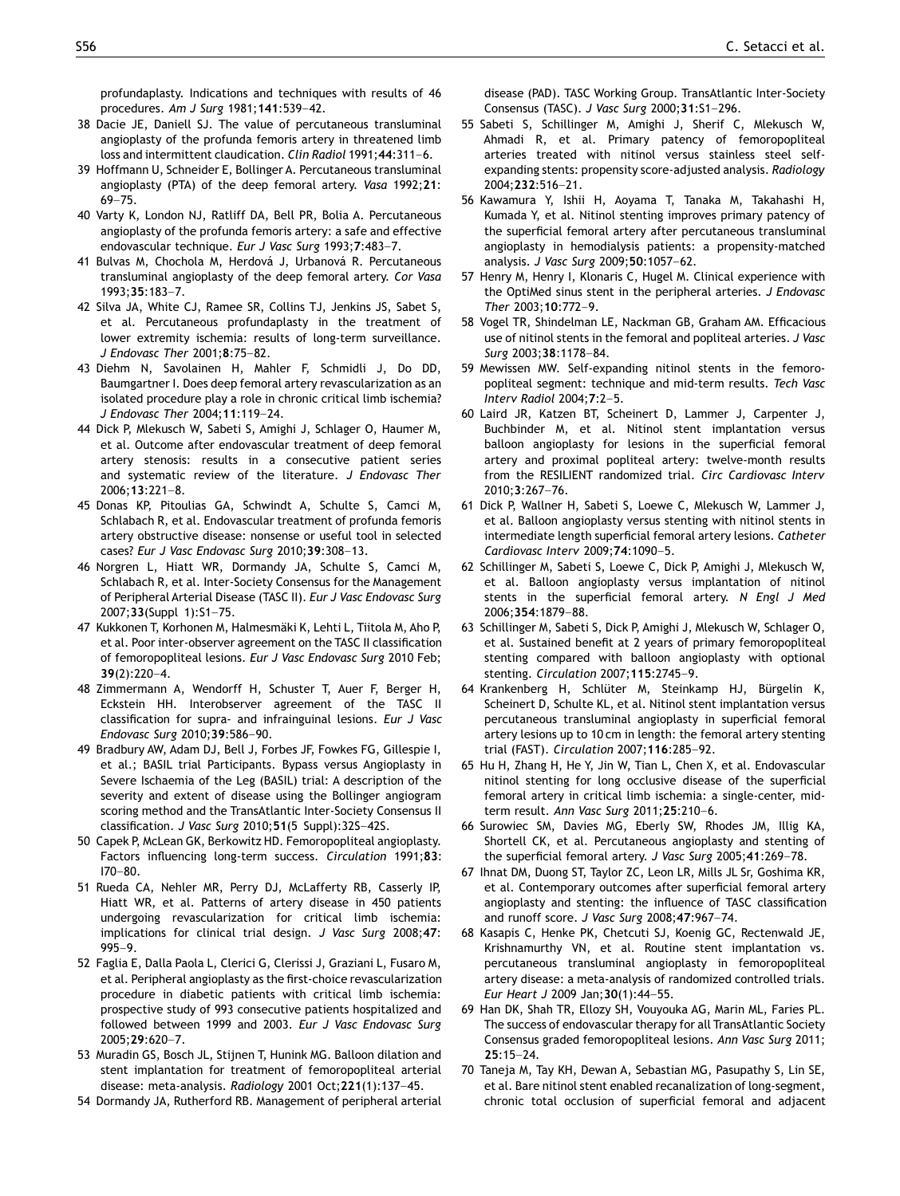profundaplasty. Indications and techniques with results of 46 procedures. *Am J Surg* 1981;**141**:539–42.

38 Dacie JE, Daniell SJ. The value of percutaneous transluminal angioplasty of the profunda femoris artery in threatened limb loss and intermittent claudication. *Clin Radiol* 1991;**44**:311–6.

39 Hoffmann U, Schneider E, Bollinger A. Percutaneous transluminal angioplasty (PTA) of the deep femoral artery. *Vasa* 1992;**21**: 69–75.

40 Varty K, London NJ, Ratliff DA, Bell PR, Bolia A. Percutaneous angioplasty of the profunda femoris artery: a safe and effective endovascular technique. *Eur J Vasc Surg* 1993;**7**:483–7.

41 Bulvas M, Chochola M, Herdová J, Urbanová R. Percutaneous transluminal angioplasty of the deep femoral artery. *Cor Vasa* 1993;**35**:183–7.

42 Silva JA, White CJ, Ramee SR, Collins TJ, Jenkins JS, Sabet S, et al. Percutaneous profundaplasty in the treatment of lower extremity ischemia: results of long-term surveillance. *J Endovasc Ther* 2001;**8**:75–82.

43 Diehm N, Savolainen H, Mahler F, Schmidli J, Do DD, Baumgartner I. Does deep femoral artery revascularization as an isolated procedure play a role in chronic critical limb ischemia? *J Endovasc Ther* 2004;**11**:119–24.

44 Dick P, Mlekusch W, Sabeti S, Amighi J, Schlager O, Haumer M, et al. Outcome after endovascular treatment of deep femoral artery stenosis: results in a consecutive patient series and systematic review of the literature. *J Endovasc Ther* 2006;**13**:221–8.

45 Donas KP, Pitoulias GA, Schwindt A, Schulte S, Camci M, Schlabach R, et al. Endovascular treatment of profunda femoris artery obstructive disease: nonsense or useful tool in selected cases? *Eur J Vasc Endovasc Surg* 2010;**39**:308–13.

46 Norgren L, Hiatt WR, Dormandy JA, Schulte S, Camci M, Schlabach R, et al. Inter-Society Consensus for the Management of Peripheral Arterial Disease (TASC II). *Eur J Vasc Endovasc Surg* 2007;**33**(Suppl 1):S1–75.

47 Kukkonen T, Korhonen M, Halmesmäki K, Lehti L, Tiitola M, Aho P, et al. Poor inter-observer agreement on the TASC II classification of femoropopliteal lesions. *Eur J Vasc Endovasc Surg* 2010 Feb; **39**(2):220–4.

48 Zimmermann A, Wendorff H, Schuster T, Auer F, Berger H, Eckstein HH. Interobserver agreement of the TASC II classification for supra- and infrainguinal lesions. *Eur J Vasc Endovasc Surg* 2010;**39**:586–90.

49 Bradbury AW, Adam DJ, Bell J, Forbes JF, Fowkes FG, Gillespie I, et al.; BASIL trial Participants. Bypass versus Angioplasty in Severe Ischaemia of the Leg (BASIL) trial: A description of the severity and extent of disease using the Bollinger angiogram scoring method and the TransAtlantic Inter-Society Consensus II classification. *J Vasc Surg* 2010;**51**(5 Suppl):32S–42S.

50 Capek P, McLean GK, Berkowitz HD. Femoropopliteal angioplasty. Factors influencing long-term success. *Circulation* 1991;**83**: I70–80.

51 Rueda CA, Nehler MR, Perry DJ, McLafferty RB, Casserly IP, Hiatt WR, et al. Patterns of artery disease in 450 patients undergoing revascularization for critical limb ischemia: implications for clinical trial design. *J Vasc Surg* 2008;**47**: 995–9.

52 Faglia E, Dalla Paola L, Clerici G, Clerissi J, Graziani L, Fusaro M, et al. Peripheral angioplasty as the first-choice revascularization procedure in diabetic patients with critical limb ischemia: prospective study of 993 consecutive patients hospitalized and followed between 1999 and 2003. *Eur J Vasc Endovasc Surg* 2005;**29**:620–7.

53 Muradin GS, Bosch JL, Stijnen T, Hunink MG. Balloon dilation and stent implantation for treatment of femoropopliteal arterial disease: meta-analysis. *Radiology* 2001 Oct;**221**(1):137–45.

54 Dormandy JA, Rutherford RB. Management of peripheral arterial disease (PAD). TASC Working Group. TransAtlantic Inter-Society Consensus (TASC). *J Vasc Surg* 2000;**31**:S1–296.

55 Sabeti S, Schillinger M, Amighi J, Sherif C, Mlekusch W, Ahmadi R, et al. Primary patency of femoropopliteal arteries treated with nitinol versus stainless steel self-expanding stents: propensity score-adjusted analysis. *Radiology* 2004;**232**:516–21.

56 Kawamura Y, Ishii H, Aoyama T, Tanaka M, Takahashi H, Kumada Y, et al. Nitinol stenting improves primary patency of the superficial femoral artery after percutaneous transluminal angioplasty in hemodialysis patients: a propensity-matched analysis. *J Vasc Surg* 2009;**50**:1057–62.

57 Henry M, Henry I, Klonaris C, Hugel M. Clinical experience with the OptiMed sinus stent in the peripheral arteries. *J Endovasc Ther* 2003;**10**:772–9.

58 Vogel TR, Shindelman LE, Nackman GB, Graham AM. Efficacious use of nitinol stents in the femoral and popliteal arteries. *J Vasc Surg* 2003;**38**:1178–84.

59 Mewissen MW. Self-expanding nitinol stents in the femoropopliteal segment: technique and mid-term results. *Tech Vasc Interv Radiol* 2004;**7**:2–5.

60 Laird JR, Katzen BT, Scheinert D, Lammer J, Carpenter J, Buchbinder M, et al. Nitinol stent implantation versus balloon angioplasty for lesions in the superficial femoral artery and proximal popliteal artery: twelve-month results from the RESILIENT randomized trial. *Circ Cardiovasc Interv* 2010;**3**:267–76.

61 Dick P, Wallner H, Sabeti S, Loewe C, Mlekusch W, Lammer J, et al. Balloon angioplasty versus stenting with nitinol stents in intermediate length superficial femoral artery lesions. *Catheter Cardiovasc Interv* 2009;**74**:1090–5.

62 Schillinger M, Sabeti S, Loewe C, Dick P, Amighi J, Mlekusch W, et al. Balloon angioplasty versus implantation of nitinol stents in the superficial femoral artery. *N Engl J Med* 2006;**354**:1879–88.

63 Schillinger M, Sabeti S, Dick P, Amighi J, Mlekusch W, Schlager O, et al. Sustained benefit at 2 years of primary femoropopliteal stenting compared with balloon angioplasty with optional stenting. *Circulation* 2007;**115**:2745–9.

64 Krankenberg H, Schlüter M, Steinkamp HJ, Bürgelin K, Scheinert D, Schulte KL, et al. Nitinol stent implantation versus percutaneous transluminal angioplasty in superficial femoral artery lesions up to 10 cm in length: the femoral artery stenting trial (FAST). *Circulation* 2007;**116**:285–92.

65 Hu H, Zhang H, He Y, Jin W, Tian L, Chen X, et al. Endovascular nitinol stenting for long occlusive disease of the superficial femoral artery in critical limb ischemia: a single-center, mid-term result. *Ann Vasc Surg* 2011;**25**:210–6.

66 Surowiec SM, Davies MG, Eberly SW, Rhodes JM, Illig KA, Shortell CK, et al. Percutaneous angioplasty and stenting of the superficial femoral artery. *J Vasc Surg* 2005;**41**:269–78.

67 Ihnat DM, Duong ST, Taylor ZC, Leon LR, Mills JL Sr, Goshima KR, et al. Contemporary outcomes after superficial femoral artery angioplasty and stenting: the influence of TASC classification and runoff score. *J Vasc Surg* 2008;**47**:967–74.

68 Kasapis C, Henke PK, Chetcuti SJ, Koenig GC, Rectenwald JE, Krishnamurthy VN, et al. Routine stent implantation vs. percutaneous transluminal angioplasty in femoropopliteal artery disease: a meta-analysis of randomized controlled trials. *Eur Heart J* 2009 Jan;**30**(1):44–55.

69 Han DK, Shah TR, Ellozy SH, Vouyouka AG, Marin ML, Faries PL. The success of endovascular therapy for all TransAtlantic Society Consensus graded femoropopliteal lesions. *Ann Vasc Surg* 2011; **25**:15–24.

70 Taneja M, Tay KH, Dewan A, Sebastian MG, Pasupathy S, Lin SE, et al. Bare nitinol stent enabled recanalization of long-segment, chronic total occlusion of superficial femoral and adjacent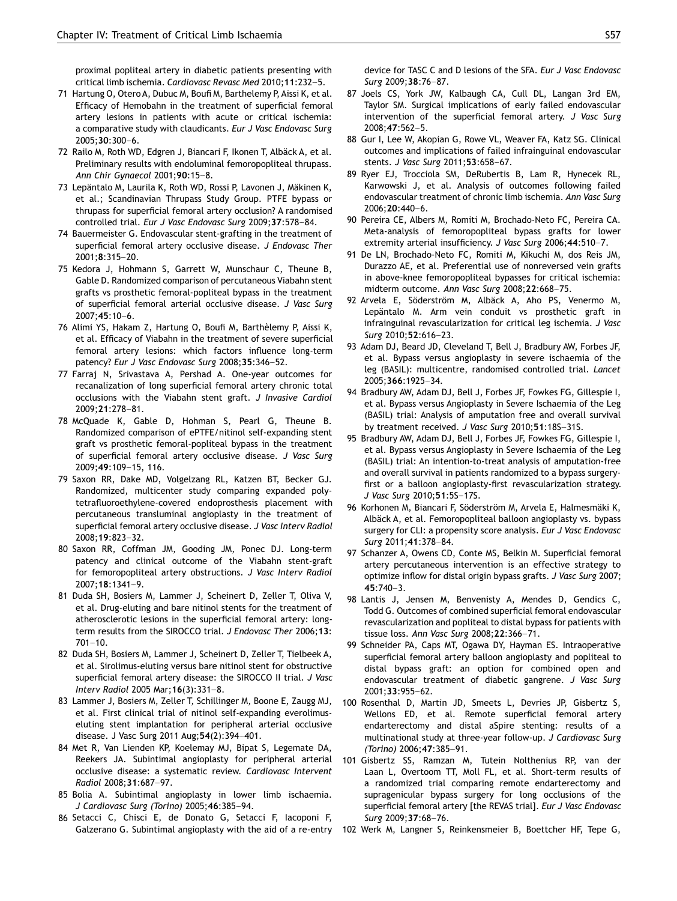proximal popliteal artery in diabetic patients presenting with critical limb ischemia. *Cardiovasc Revasc Med* 2010;**11**:232–5.

71 Hartung O, Otero A, Dubuc M, Boufi M, Barthelemy P, Aissi K, et al. Efficacy of Hemobahn in the treatment of superficial femoral artery lesions in patients with acute or critical ischemia: a comparative study with claudicants. *Eur J Vasc Endovasc Surg* 2005;**30**:300–6.

72 Railo M, Roth WD, Edgren J, Biancari F, Ikonen T, Albäck A, et al. Preliminary results with endoluminal femoropopliteal thrupass. *Ann Chir Gynaecol* 2001;**90**:15–8.

73 Lepäntalo M, Laurila K, Roth WD, Rossi P, Lavonen J, Mäkinen K, et al.; Scandinavian Thrupass Study Group. PTFE bypass or thrupass for superficial femoral artery occlusion? A randomised controlled trial. *Eur J Vasc Endovasc Surg* 2009;**37**:578–84.

74 Bauermeister G. Endovascular stent-grafting in the treatment of superficial femoral artery occlusive disease. *J Endovasc Ther* 2001;**8**:315–20.

75 Kedora J, Hohmann S, Garrett W, Munschaur C, Theune B, Gable D. Randomized comparison of percutaneous Viabahn stent grafts vs prosthetic femoral-popliteal bypass in the treatment of superficial femoral arterial occlusive disease. *J Vasc Surg* 2007;**45**:10–6.

76 Alimi YS, Hakam Z, Hartung O, Boufi M, Barthèlemy P, Aissi K, et al. Efficacy of Viabahn in the treatment of severe superficial femoral artery lesions: which factors influence long-term patency? *Eur J Vasc Endovasc Surg* 2008;**35**:346–52.

77 Farraj N, Srivastava A, Pershad A. One-year outcomes for recanalization of long superficial femoral artery chronic total occlusions with the Viabahn stent graft. *J Invasive Cardiol* 2009;**21**:278–81.

78 McQuade K, Gable D, Hohman S, Pearl G, Theune B. Randomized comparison of ePTFE/nitinol self-expanding stent graft vs prosthetic femoral-popliteal bypass in the treatment of superficial femoral artery occlusive disease. *J Vasc Surg* 2009;**49**:109–15, 116.

79 Saxon RR, Dake MD, Volgelzang RL, Katzen BT, Becker GJ. Randomized, multicenter study comparing expanded polytetrafluoroethylene-covered endoprosthesis placement with percutaneous transluminal angioplasty in the treatment of superficial femoral artery occlusive disease. *J Vasc Interv Radiol* 2008;**19**:823–32.

80 Saxon RR, Coffman JM, Gooding JM, Ponec DJ. Long-term patency and clinical outcome of the Viabahn stent-graft for femoropopliteal artery obstructions. *J Vasc Interv Radiol* 2007;**18**:1341–9.

81 Duda SH, Bosiers M, Lammer J, Scheinert D, Zeller T, Oliva V, et al. Drug-eluting and bare nitinol stents for the treatment of atherosclerotic lesions in the superficial femoral artery: long-term results from the SIROCCO trial. *J Endovasc Ther* 2006;**13**: 701–10.

82 Duda SH, Bosiers M, Lammer J, Scheinert D, Zeller T, Tielbeek A, et al. Sirolimus-eluting versus bare nitinol stent for obstructive superficial femoral artery disease: the SIROCCO II trial. *J Vasc Interv Radiol* 2005 Mar;**16**(3):331–8.

83 Lammer J, Bosiers M, Zeller T, Schillinger M, Boone E, Zaugg MJ, et al. First clinical trial of nitinol self-expanding everolimus-eluting stent implantation for peripheral arterial occlusive disease. J Vasc Surg 2011 Aug;**54**(2):394–401.

84 Met R, Van Lienden KP, Koelemay MJ, Bipat S, Legemate DA, Reekers JA. Subintimal angioplasty for peripheral arterial occlusive disease: a systematic review. *Cardiovasc Intervent Radiol* 2008;**31**:687–97.

85 Bolia A. Subintimal angioplasty in lower limb ischaemia. *J Cardiovasc Surg (Torino)* 2005;**46**:385–94.

86 Setacci C, Chisci E, de Donato G, Setacci F, Iacoponi F, Galzerano G. Subintimal angioplasty with the aid of a re-entry device for TASC C and D lesions of the SFA. *Eur J Vasc Endovasc Surg* 2009;**38**:76–87.

87 Joels CS, York JW, Kalbaugh CA, Cull DL, Langan 3rd EM, Taylor SM. Surgical implications of early failed endovascular intervention of the superficial femoral artery. *J Vasc Surg* 2008;**47**:562–5.

88 Gur I, Lee W, Akopian G, Rowe VL, Weaver FA, Katz SG. Clinical outcomes and implications of failed infrainguinal endovascular stents. *J Vasc Surg* 2011;**53**:658–67.

89 Ryer EJ, Trocciola SM, DeRubertis B, Lam R, Hynecek RL, Karwowski J, et al. Analysis of outcomes following failed endovascular treatment of chronic limb ischemia. *Ann Vasc Surg* 2006;**20**:440–6.

90 Pereira CE, Albers M, Romiti M, Brochado-Neto FC, Pereira CA. Meta-analysis of femoropopliteal bypass grafts for lower extremity arterial insufficiency. *J Vasc Surg* 2006;**44**:510–7.

91 De LN, Brochado-Neto FC, Romiti M, Kikuchi M, dos Reis JM, Durazzo AE, et al. Preferential use of nonreversed vein grafts in above-knee femoropopliteal bypasses for critical ischemia: midterm outcome. *Ann Vasc Surg* 2008;**22**:668–75.

92 Arvela E, Söderström M, Albäck A, Aho PS, Venermo M, Lepäntalo M. Arm vein conduit vs prosthetic graft in infrainguinal revascularization for critical leg ischemia. *J Vasc Surg* 2010;**52**:616–23.

93 Adam DJ, Beard JD, Cleveland T, Bell J, Bradbury AW, Forbes JF, et al. Bypass versus angioplasty in severe ischaemia of the leg (BASIL): multicentre, randomised controlled trial. *Lancet* 2005;**366**:1925–34.

94 Bradbury AW, Adam DJ, Bell J, Forbes JF, Fowkes FG, Gillespie I, et al. Bypass versus Angioplasty in Severe Ischaemia of the Leg (BASIL) trial: Analysis of amputation free and overall survival by treatment received. *J Vasc Surg* 2010;**51**:18S–31S.

95 Bradbury AW, Adam DJ, Bell J, Forbes JF, Fowkes FG, Gillespie I, et al. Bypass versus Angioplasty in Severe Ischaemia of the Leg (BASIL) trial: An intention-to-treat analysis of amputation-free and overall survival in patients randomized to a bypass surgery-first or a balloon angioplasty-first revascularization strategy. *J Vasc Surg* 2010;**51**:5S–17S.

96 Korhonen M, Biancari F, Söderström M, Arvela E, Halmesmäki K, Albäck A, et al. Femoropopliteal balloon angioplasty vs. bypass surgery for CLI: a propensity score analysis. *Eur J Vasc Endovasc Surg* 2011;**41**:378–84.

97 Schanzer A, Owens CD, Conte MS, Belkin M. Superficial femoral artery percutaneous intervention is an effective strategy to optimize inflow for distal origin bypass grafts. *J Vasc Surg* 2007; **45**:740–3.

98 Lantis J, Jensen M, Benvenisty A, Mendes D, Gendics C, Todd G. Outcomes of combined superficial femoral endovascular revascularization and popliteal to distal bypass for patients with tissue loss. *Ann Vasc Surg* 2008;**22**:366–71.

99 Schneider PA, Caps MT, Ogawa DY, Hayman ES. Intraoperative superficial femoral artery balloon angioplasty and popliteal to distal bypass graft: an option for combined open and endovascular treatment of diabetic gangrene. *J Vasc Surg* 2001;**33**:955–62.

100 Rosenthal D, Martin JD, Smeets L, Devries JP, Gisbertz S, Wellons ED, et al. Remote superficial femoral artery endarterectomy and distal aSpire stenting: results of a multinational study at three-year follow-up. *J Cardiovasc Surg (Torino)* 2006;**47**:385–91.

101 Gisbertz SS, Ramzan M, Tutein Nolthenius RP, van der Laan L, Overtoom TT, Moll FL, et al. Short-term results of a randomized trial comparing remote endarterectomy and supragenicular bypass surgery for long occlusions of the superficial femoral artery [the REVAS trial]. *Eur J Vasc Endovasc Surg* 2009;**37**:68–76.

102 Werk M, Langner S, Reinkensmeier B, Boettcher HF, Tepe G,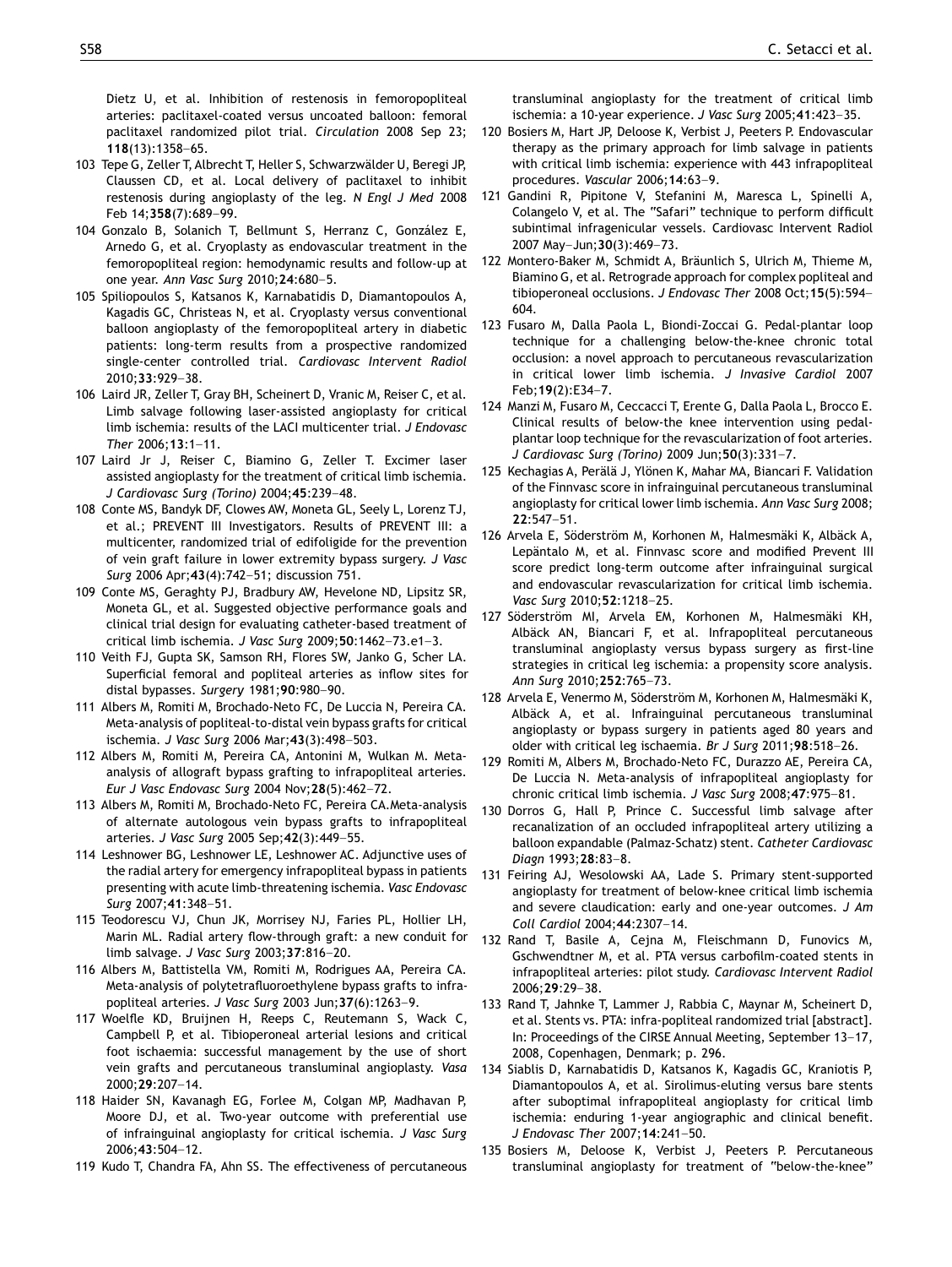Dietz U, et al. Inhibition of restenosis in femoropopliteal arteries: paclitaxel-coated versus uncoated balloon: femoral paclitaxel randomized pilot trial. *Circulation* 2008 Sep 23; **118**(13):1358–65.

103 Tepe G, Zeller T, Albrecht T, Heller S, Schwarzwälder U, Beregi JP, Claussen CD, et al. Local delivery of paclitaxel to inhibit restenosis during angioplasty of the leg. *N Engl J Med* 2008 Feb 14;**358**(7):689–99.

104 Gonzalo B, Solanich T, Bellmunt S, Herranz C, González E, Arnedo G, et al. Cryoplasty as endovascular treatment in the femoropopliteal region: hemodynamic results and follow-up at one year. *Ann Vasc Surg* 2010;**24**:680–5.

105 Spiliopoulos S, Katsanos K, Karnabatidis D, Diamantopoulos A, Kagadis GC, Christeas N, et al. Cryoplasty versus conventional balloon angioplasty of the femoropopliteal artery in diabetic patients: long-term results from a prospective randomized single-center controlled trial. *Cardiovasc Intervent Radiol* 2010;**33**:929–38.

106 Laird JR, Zeller T, Gray BH, Scheinert D, Vranic M, Reiser C, et al. Limb salvage following laser-assisted angioplasty for critical limb ischemia: results of the LACI multicenter trial. *J Endovasc Ther* 2006;**13**:1–11.

107 Laird Jr J, Reiser C, Biamino G, Zeller T. Excimer laser assisted angioplasty for the treatment of critical limb ischemia. *J Cardiovasc Surg (Torino)* 2004;**45**:239–48.

108 Conte MS, Bandyk DF, Clowes AW, Moneta GL, Seely L, Lorenz TJ, et al.; PREVENT III Investigators. Results of PREVENT III: a multicenter, randomized trial of edifoligide for the prevention of vein graft failure in lower extremity bypass surgery. *J Vasc Surg* 2006 Apr;**43**(4):742–51; discussion 751.

109 Conte MS, Geraghty PJ, Bradbury AW, Hevelone ND, Lipsitz SR, Moneta GL, et al. Suggested objective performance goals and clinical trial design for evaluating catheter-based treatment of critical limb ischemia. *J Vasc Surg* 2009;**50**:1462–73.e1–3.

110 Veith FJ, Gupta SK, Samson RH, Flores SW, Janko G, Scher LA. Superficial femoral and popliteal arteries as inflow sites for distal bypasses. *Surgery* 1981;**90**:980–90.

111 Albers M, Romiti M, Brochado-Neto FC, De Luccia N, Pereira CA. Meta-analysis of popliteal-to-distal vein bypass grafts for critical ischemia. *J Vasc Surg* 2006 Mar;**43**(3):498–503.

112 Albers M, Romiti M, Pereira CA, Antonini M, Wulkan M. Meta-analysis of allograft bypass grafting to infrapopliteal arteries. *Eur J Vasc Endovasc Surg* 2004 Nov;**28**(5):462–72.

113 Albers M, Romiti M, Brochado-Neto FC, Pereira CA.Meta-analysis of alternate autologous vein bypass grafts to infrapopliteal arteries. *J Vasc Surg* 2005 Sep;**42**(3):449–55.

114 Leshnower BG, Leshnower LE, Leshnower AC. Adjunctive uses of the radial artery for emergency infrapopliteal bypass in patients presenting with acute limb-threatening ischemia. *Vasc Endovasc Surg* 2007;**41**:348–51.

115 Teodorescu VJ, Chun JK, Morrisey NJ, Faries PL, Hollier LH, Marin ML. Radial artery flow-through graft: a new conduit for limb salvage. *J Vasc Surg* 2003;**37**:816–20.

116 Albers M, Battistella VM, Romiti M, Rodrigues AA, Pereira CA. Meta-analysis of polytetrafluoroethylene bypass grafts to infrapopliteal arteries. *J Vasc Surg* 2003 Jun;**37**(6):1263–9.

117 Woelfle KD, Bruijnen H, Reeps C, Reutemann S, Wack C, Campbell P, et al. Tibioperoneal arterial lesions and critical foot ischaemia: successful management by the use of short vein grafts and percutaneous transluminal angioplasty. *Vasa* 2000;**29**:207–14.

118 Haider SN, Kavanagh EG, Forlee M, Colgan MP, Madhavan P, Moore DJ, et al. Two-year outcome with preferential use of infrainguinal angioplasty for critical ischemia. *J Vasc Surg* 2006;**43**:504–12.

119 Kudo T, Chandra FA, Ahn SS. The effectiveness of percutaneous transluminal angioplasty for the treatment of critical limb ischemia: a 10-year experience. *J Vasc Surg* 2005;**41**:423–35.

120 Bosiers M, Hart JP, Deloose K, Verbist J, Peeters P. Endovascular therapy as the primary approach for limb salvage in patients with critical limb ischemia: experience with 443 infrapopliteal procedures. *Vascular* 2006;**14**:63–9.

121 Gandini R, Pipitone V, Stefanini M, Maresca L, Spinelli A, Colangelo V, et al. The "Safari" technique to perform difficult subintimal infragenicular vessels. Cardiovasc Intervent Radiol 2007 May–Jun;**30**(3):469–73.

122 Montero-Baker M, Schmidt A, Bräunlich S, Ulrich M, Thieme M, Biamino G, et al. Retrograde approach for complex popliteal and tibioperoneal occlusions. *J Endovasc Ther* 2008 Oct;**15**(5):594–604.

123 Fusaro M, Dalla Paola L, Biondi-Zoccai G. Pedal-plantar loop technique for a challenging below-the-knee chronic total occlusion: a novel approach to percutaneous revascularization in critical lower limb ischemia. *J Invasive Cardiol* 2007 Feb;**19**(2):E34–7.

124 Manzi M, Fusaro M, Ceccacci T, Erente G, Dalla Paola L, Brocco E. Clinical results of below-the knee intervention using pedal-plantar loop technique for the revascularization of foot arteries. *J Cardiovasc Surg (Torino)* 2009 Jun;**50**(3):331–7.

125 Kechagias A, Perälä J, Ylönen K, Mahar MA, Biancari F. Validation of the Finnvasc score in infrainguinal percutaneous transluminal angioplasty for critical lower limb ischemia. *Ann Vasc Surg* 2008; **22**:547–51.

126 Arvela E, Söderström M, Korhonen M, Halmesmäki K, Albäck A, Lepäntalo M, et al. Finnvasc score and modified Prevent III score predict long-term outcome after infrainguinal surgical and endovascular revascularization for critical limb ischemia. *Vasc Surg* 2010;**52**:1218–25.

127 Söderström MI, Arvela EM, Korhonen M, Halmesmäki KH, Albäck AN, Biancari F, et al. Infrapopliteal percutaneous transluminal angioplasty versus bypass surgery as first-line strategies in critical leg ischemia: a propensity score analysis. *Ann Surg* 2010;**252**:765–73.

128 Arvela E, Venermo M, Söderström M, Korhonen M, Halmesmäki K, Albäck A, et al. Infrainguinal percutaneous transluminal angioplasty or bypass surgery in patients aged 80 years and older with critical leg ischaemia. *Br J Surg* 2011;**98**:518–26.

129 Romiti M, Albers M, Brochado-Neto FC, Durazzo AE, Pereira CA, De Luccia N. Meta-analysis of infrapopliteal angioplasty for chronic critical limb ischemia. *J Vasc Surg* 2008;**47**:975–81.

130 Dorros G, Hall P, Prince C. Successful limb salvage after recanalization of an occluded infrapopliteal artery utilizing a balloon expandable (Palmaz-Schatz) stent. *Catheter Cardiovasc Diagn* 1993;**28**:83–8.

131 Feiring AJ, Wesolowski AA, Lade S. Primary stent-supported angioplasty for treatment of below-knee critical limb ischemia and severe claudication: early and one-year outcomes. *J Am Coll Cardiol* 2004;**44**:2307–14.

132 Rand T, Basile A, Cejna M, Fleischmann D, Funovics M, Gschwendtner M, et al. PTA versus carbofilm-coated stents in infrapopliteal arteries: pilot study. *Cardiovasc Intervent Radiol* 2006;**29**:29–38.

133 Rand T, Jahnke T, Lammer J, Rabbia C, Maynar M, Scheinert D, et al. Stents vs. PTA: infra-popliteal randomized trial [abstract]. In: Proceedings of the CIRSE Annual Meeting, September 13–17, 2008, Copenhagen, Denmark; p. 296.

134 Siablis D, Karnabatidis D, Katsanos K, Kagadis GC, Kraniotis P, Diamantopoulos A, et al. Sirolimus-eluting versus bare stents after suboptimal infrapopliteal angioplasty for critical limb ischemia: enduring 1-year angiographic and clinical benefit. *J Endovasc Ther* 2007;**14**:241–50.

135 Bosiers M, Deloose K, Verbist J, Peeters P. Percutaneous transluminal angioplasty for treatment of "below-the-knee"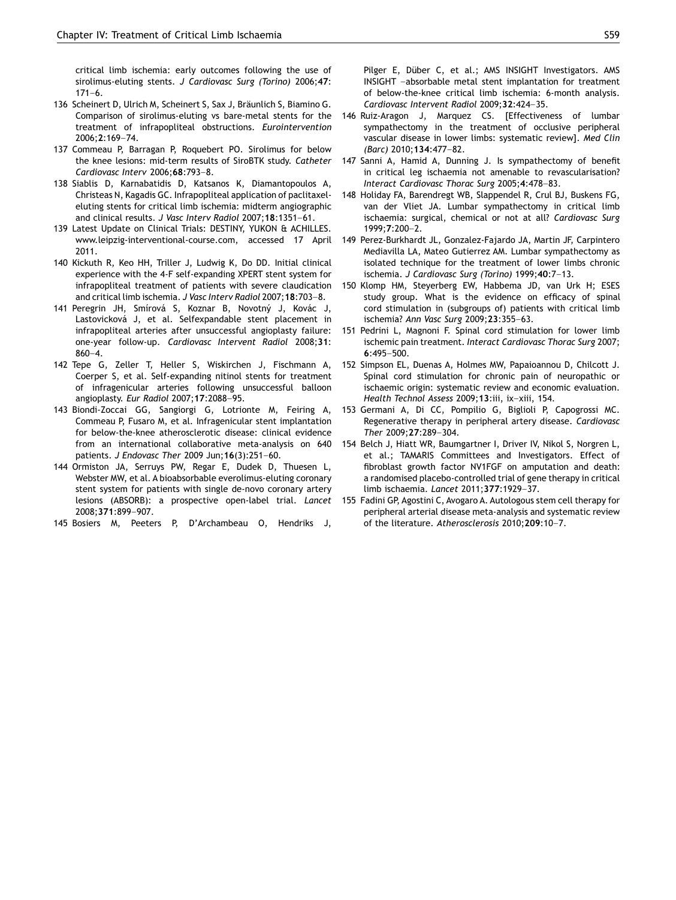critical limb ischemia: early outcomes following the use of sirolimus-eluting stents. *J Cardiovasc Surg (Torino)* 2006;**47**: 171–6.

136 Scheinert D, Ulrich M, Scheinert S, Sax J, Bräunlich S, Biamino G. Comparison of sirolimus-eluting vs bare-metal stents for the treatment of infrapopliteal obstructions. *Eurointervention* 2006;**2**:169–74.

137 Commeau P, Barragan P, Roquebert PO. Sirolimus for below the knee lesions: mid-term results of SiroBTK study. *Catheter Cardiovasc Interv* 2006;**68**:793–8.

138 Siablis D, Karnabatidis D, Katsanos K, Diamantopoulos A, Christeas N, Kagadis GC. Infrapopliteal application of paclitaxel-eluting stents for critical limb ischemia: midterm angiographic and clinical results. *J Vasc Interv Radiol* 2007;**18**:1351–61.

139 Latest Update on Clinical Trials: DESTINY, YUKON & ACHILLES. www.leipzig-interventional-course.com, accessed 17 April 2011.

140 Kickuth R, Keo HH, Triller J, Ludwig K, Do DD. Initial clinical experience with the 4-F self-expanding XPERT stent system for infrapopliteal treatment of patients with severe claudication and critical limb ischemia. *J Vasc Interv Radiol* 2007;**18**:703–8.

141 Peregrin JH, Smírová S, Koznar B, Novotný J, Kovác J, Lastovicková J, et al. Selfexpandable stent placement in infrapopliteal arteries after unsuccessful angioplasty failure: one-year follow-up. *Cardiovasc Intervent Radiol* 2008;**31**: 860–4.

142 Tepe G, Zeller T, Heller S, Wiskirchen J, Fischmann A, Coerper S, et al. Self-expanding nitinol stents for treatment of infragenicular arteries following unsuccessful balloon angioplasty. *Eur Radiol* 2007;**17**:2088–95.

143 Biondi-Zoccai GG, Sangiorgi G, Lotrionte M, Feiring A, Commeau P, Fusaro M, et al. Infragenicular stent implantation for below-the-knee atherosclerotic disease: clinical evidence from an international collaborative meta-analysis on 640 patients. *J Endovasc Ther* 2009 Jun;**16**(3):251–60.

144 Ormiston JA, Serruys PW, Regar E, Dudek D, Thuesen L, Webster MW, et al. A bioabsorbable everolimus-eluting coronary stent system for patients with single de-novo coronary artery lesions (ABSORB): a prospective open-label trial. *Lancet* 2008;**371**:899–907.

145 Bosiers M, Peeters P, D'Archambeau O, Hendriks J, Pilger E, Düber C, et al.; AMS INSIGHT Investigators. AMS INSIGHT —absorbable metal stent implantation for treatment of below-the-knee critical limb ischemia: 6-month analysis. *Cardiovasc Intervent Radiol* 2009;**32**:424–35.

146 Ruiz-Aragon J, Marquez CS. [Effectiveness of lumbar sympathectomy in the treatment of occlusive peripheral vascular disease in lower limbs: systematic review]. *Med Clin (Barc)* 2010;**134**:477–82.

147 Sanni A, Hamid A, Dunning J. Is sympathectomy of benefit in critical leg ischaemia not amenable to revascularisation? *Interact Cardiovasc Thorac Surg* 2005;**4**:478–83.

148 Holiday FA, Barendregt WB, Slappendel R, Crul BJ, Buskens FG, van der Vliet JA. Lumbar sympathectomy in critical limb ischaemia: surgical, chemical or not at all? *Cardiovasc Surg* 1999;**7**:200–2.

149 Perez-Burkhardt JL, Gonzalez-Fajardo JA, Martin JF, Carpintero Mediavilla LA, Mateo Gutierrez AM. Lumbar sympathectomy as isolated technique for the treatment of lower limbs chronic ischemia. *J Cardiovasc Surg (Torino)* 1999;**40**:7–13.

150 Klomp HM, Steyerberg EW, Habbema JD, van Urk H; ESES study group. What is the evidence on efficacy of spinal cord stimulation in (subgroups of) patients with critical limb ischemia? *Ann Vasc Surg* 2009;**23**:355–63.

151 Pedrini L, Magnoni F. Spinal cord stimulation for lower limb ischemic pain treatment. *Interact Cardiovasc Thorac Surg* 2007; **6**:495–500.

152 Simpson EL, Duenas A, Holmes MW, Papaioannou D, Chilcott J. Spinal cord stimulation for chronic pain of neuropathic or ischaemic origin: systematic review and economic evaluation. *Health Technol Assess* 2009;**13**:iii, ix–xiii, 154.

153 Germani A, Di CC, Pompilio G, Biglioli P, Capogrossi MC. Regenerative therapy in peripheral artery disease. *Cardiovasc Ther* 2009;**27**:289–304.

154 Belch J, Hiatt WR, Baumgartner I, Driver IV, Nikol S, Norgren L, et al.; TAMARIS Committees and Investigators. Effect of fibroblast growth factor NV1FGF on amputation and death: a randomised placebo-controlled trial of gene therapy in critical limb ischaemia. *Lancet* 2011;**377**:1929–37.

155 Fadini GP, Agostini C, Avogaro A. Autologous stem cell therapy for peripheral arterial disease meta-analysis and systematic review of the literature. *Atherosclerosis* 2010;**209**:10–7.